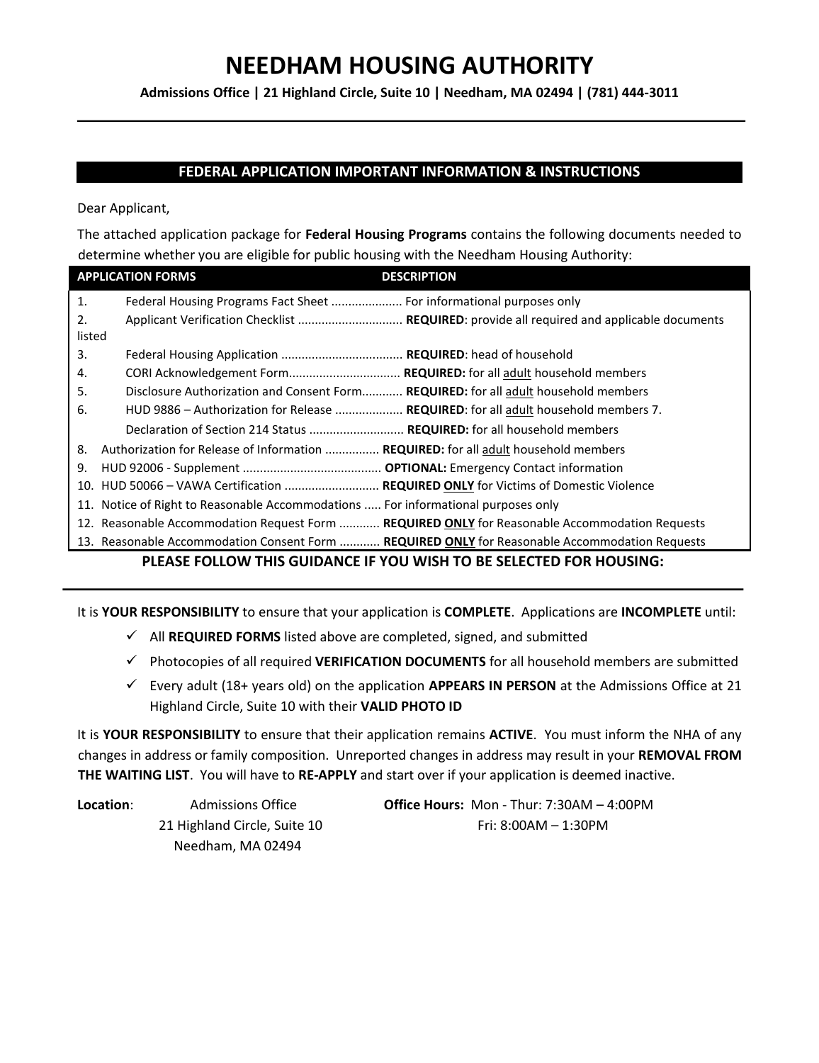# NEEDHAM HOUSING AUTHORITY

**Admissions Office | 21 Highland Circle, Suite 10 | Needham, MA 02494 | (781) 444-3011**

## FEDERAL APPLICATION IMPORTANT INFORMATION & INSTRUCTIONS

Dear Applicant,

The attached application package for **Federal Housing Programs** contains the following documents needed to determine whether you are eligible for public housing with the Needham Housing Authority:

| APPLICATION FORMS | DESCRIPTION |
|---|---|
| 1. Federal Housing Programs Fact Sheet | For informational purposes only |
| 2. Applicant Verification Checklist | **REQUIRED**: provide all required and applicable documents listed |
| 3. Federal Housing Application | **REQUIRED**: head of household |
| 4. CORI Acknowledgement Form | **REQUIRED:** for all <u>adult</u> household members |
| 5. Disclosure Authorization and Consent Form | **REQUIRED:** for all <u>adult</u> household members |
| 6. HUD 9886 – Authorization for Release | **REQUIRED**: for all <u>adult</u> household members |
| 7. Declaration of Section 214 Status | **REQUIRED:** for all household members |
| 8. Authorization for Release of Information | **REQUIRED:** for all <u>adult</u> household members |
| 9. HUD 92006 - Supplement | **OPTIONAL:** Emergency Contact information |
| 10. HUD 50066 – VAWA Certification | **REQUIRED <u>ONLY</u>** for Victims of Domestic Violence |
| 11. Notice of Right to Reasonable Accommodations | For informational purposes only |
| 12. Reasonable Accommodation Request Form | **REQUIRED <u>ONLY</u>** for Reasonable Accommodation Requests |
| 13. Reasonable Accommodation Consent Form | **REQUIRED <u>ONLY</u>** for Reasonable Accommodation Requests |

**PLEASE FOLLOW THIS GUIDANCE IF YOU WISH TO BE SELECTED FOR HOUSING:**

It is **YOUR RESPONSIBILITY** to ensure that your application is **COMPLETE**. Applications are **INCOMPLETE** until:

- ✓ All **REQUIRED FORMS** listed above are completed, signed, and submitted
- ✓ Photocopies of all required **VERIFICATION DOCUMENTS** for all household members are submitted
- ✓ Every adult (18+ years old) on the application **APPEARS IN PERSON** at the Admissions Office at 21 Highland Circle, Suite 10 with their **VALID PHOTO ID**

It is **YOUR RESPONSIBILITY** to ensure that their application remains **ACTIVE**. You must inform the NHA of any changes in address or family composition. Unreported changes in address may result in your **REMOVAL FROM THE WAITING LIST**. You will have to **RE-APPLY** and start over if your application is deemed inactive.

**Location**: Admissions Office
21 Highland Circle, Suite 10
Needham, MA 02494

**Office Hours:** Mon - Thur: 7:30AM – 4:00PM
Fri: 8:00AM – 1:30PM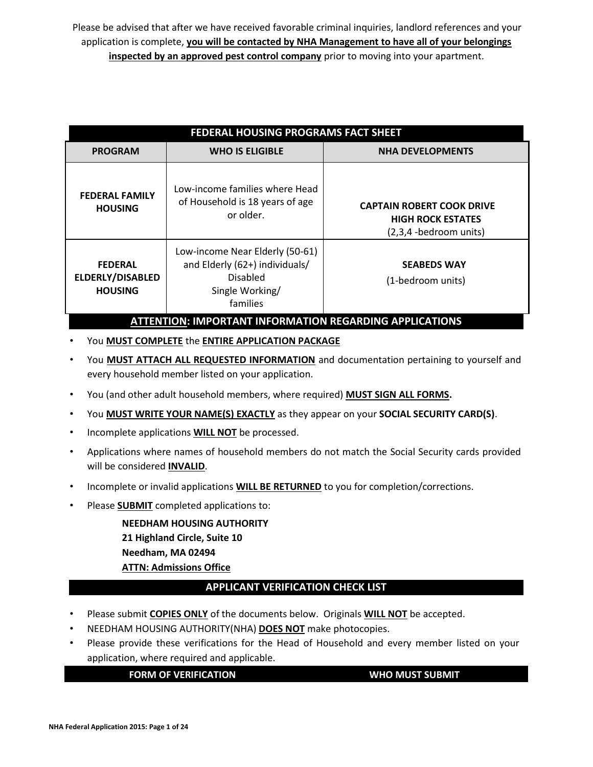Please be advised that after we have received favorable criminal inquiries, landlord references and your application is complete, **you will be contacted by NHA Management to have all of your belongings inspected by an approved pest control company** prior to moving into your apartment.

## FEDERAL HOUSING PROGRAMS FACT SHEET

| PROGRAM | WHO IS ELIGIBLE | NHA DEVELOPMENTS |
| --- | --- | --- |
| **FEDERAL FAMILY HOUSING** | Low-income families where Head of Household is 18 years of age or older. | **CAPTAIN ROBERT COOK DRIVE HIGH ROCK ESTATES** (2,3,4 -bedroom units) |
| **FEDERAL ELDERLY/DISABLED HOUSING** | Low-income Near Elderly (50-61) and Elderly (62+) individuals/ Disabled Single Working/ families | **SEABEDS WAY** (1-bedroom units) |

## ATTENTION: IMPORTANT INFORMATION REGARDING APPLICATIONS

- You **MUST COMPLETE** the **ENTIRE APPLICATION PACKAGE**
- You **MUST ATTACH ALL REQUESTED INFORMATION** and documentation pertaining to yourself and every household member listed on your application.
- You (and other adult household members, where required) **MUST SIGN ALL FORMS.**
- You **MUST WRITE YOUR NAME(S) EXACTLY** as they appear on your **SOCIAL SECURITY CARD(S)**.
- Incomplete applications **WILL NOT** be processed.
- Applications where names of household members do not match the Social Security cards provided will be considered **INVALID**.
- Incomplete or invalid applications **WILL BE RETURNED** to you for completion/corrections.
- Please **SUBMIT** completed applications to:

  **NEEDHAM HOUSING AUTHORITY**
  **21 Highland Circle, Suite 10**
  **Needham, MA 02494**
  **ATTN: Admissions Office**

## APPLICANT VERIFICATION CHECK LIST

- Please submit **COPIES ONLY** of the documents below. Originals **WILL NOT** be accepted.
- NEEDHAM HOUSING AUTHORITY(NHA) **DOES NOT** make photocopies.
- Please provide these verifications for the Head of Household and every member listed on your application, where required and applicable.

| FORM OF VERIFICATION | WHO MUST SUBMIT |
| --- | --- |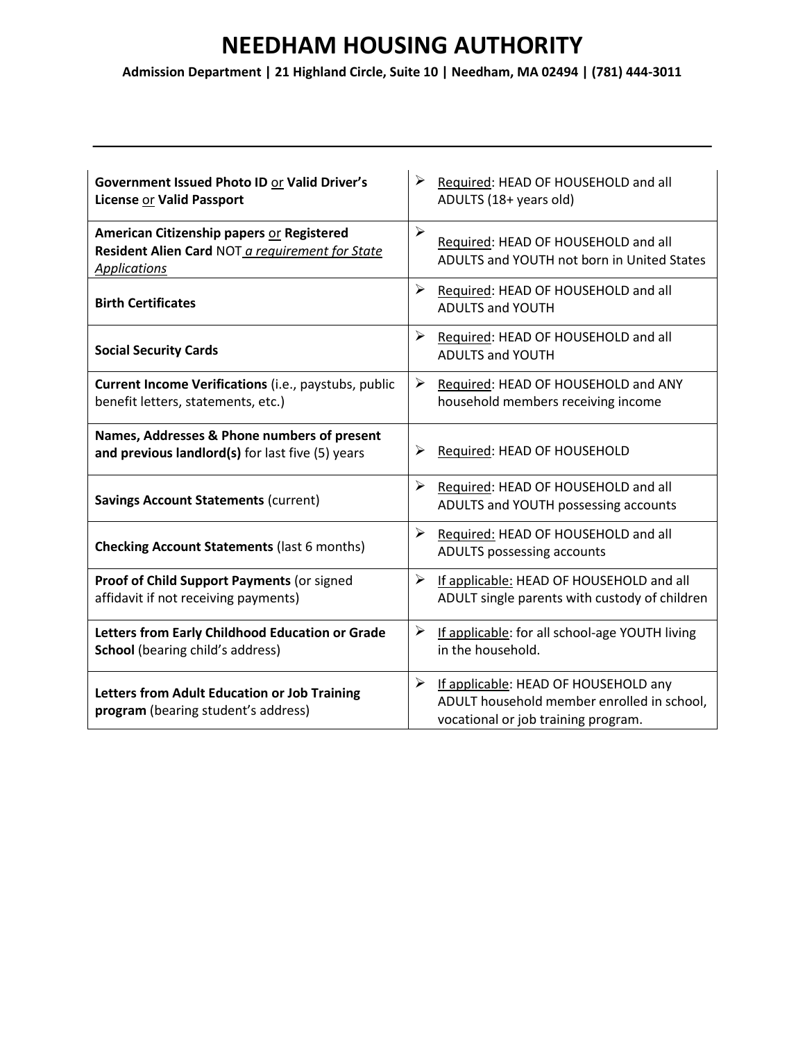# NEEDHAM HOUSING AUTHORITY

**Admission Department | 21 Highland Circle, Suite 10 | Needham, MA 02494 | (781) 444-3011**

| Document | Requirement |
|---|---|
| **Government Issued Photo ID** or **Valid Driver's License** or **Valid Passport** | ➢ Required: HEAD OF HOUSEHOLD and all ADULTS (18+ years old) |
| **American Citizenship papers** or **Registered Resident Alien Card** NOT *a requirement for State Applications* | ➢ Required: HEAD OF HOUSEHOLD and all ADULTS and YOUTH not born in United States |
| **Birth Certificates** | ➢ Required: HEAD OF HOUSEHOLD and all ADULTS and YOUTH |
| **Social Security Cards** | ➢ Required: HEAD OF HOUSEHOLD and all ADULTS and YOUTH |
| **Current Income Verifications** (i.e., paystubs, public benefit letters, statements, etc.) | ➢ Required: HEAD OF HOUSEHOLD and ANY household members receiving income |
| **Names, Addresses & Phone numbers of present and previous landlord(s)** for last five (5) years | ➢ Required: HEAD OF HOUSEHOLD |
| **Savings Account Statements** (current) | ➢ Required: HEAD OF HOUSEHOLD and all ADULTS and YOUTH possessing accounts |
| **Checking Account Statements** (last 6 months) | ➢ Required: HEAD OF HOUSEHOLD and all ADULTS possessing accounts |
| **Proof of Child Support Payments** (or signed affidavit if not receiving payments) | ➢ If applicable: HEAD OF HOUSEHOLD and all ADULT single parents with custody of children |
| **Letters from Early Childhood Education or Grade School** (bearing child's address) | ➢ If applicable: for all school-age YOUTH living in the household. |
| **Letters from Adult Education or Job Training program** (bearing student's address) | ➢ If applicable: HEAD OF HOUSEHOLD any ADULT household member enrolled in school, vocational or job training program. |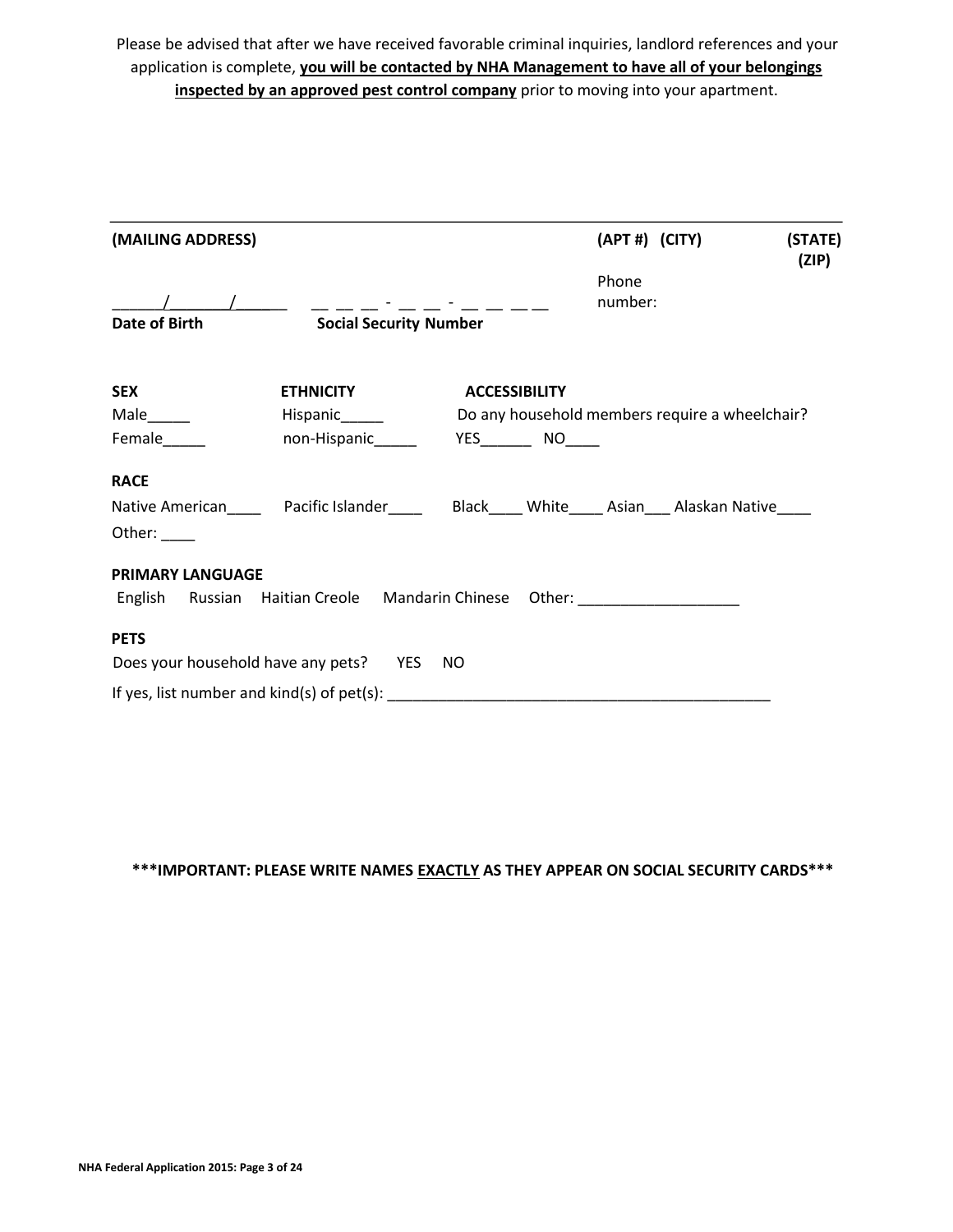Please be advised that after we have received favorable criminal inquiries, landlord references and your application is complete, **you will be contacted by NHA Management to have all of your belongings inspected by an approved pest control company** prior to moving into your apartment.

______________________________________________________________________________

**(MAILING ADDRESS)** **(APT #) (CITY)** **(STATE) (ZIP)**

______/_______/______ __ __ __ - __ __ - __ __ __ __ Phone number:

**Date of Birth** **Social Security Number**

**SEX**
Male_____
Female_____

**ETHNICITY**
Hispanic_____
non-Hispanic_____

**ACCESSIBILITY**
Do any household members require a wheelchair?
YES______ NO____

**RACE**
Native American____ Pacific Islander____ Black____ White____ Asian___ Alaskan Native____
Other: ____

**PRIMARY LANGUAGE**
English Russian Haitian Creole Mandarin Chinese Other: ___________________

**PETS**
Does your household have any pets? YES NO

If yes, list number and kind(s) of pet(s): ______________________________________________

**\*\*\*IMPORTANT: PLEASE WRITE NAMES EXACTLY AS THEY APPEAR ON SOCIAL SECURITY CARDS\*\*\***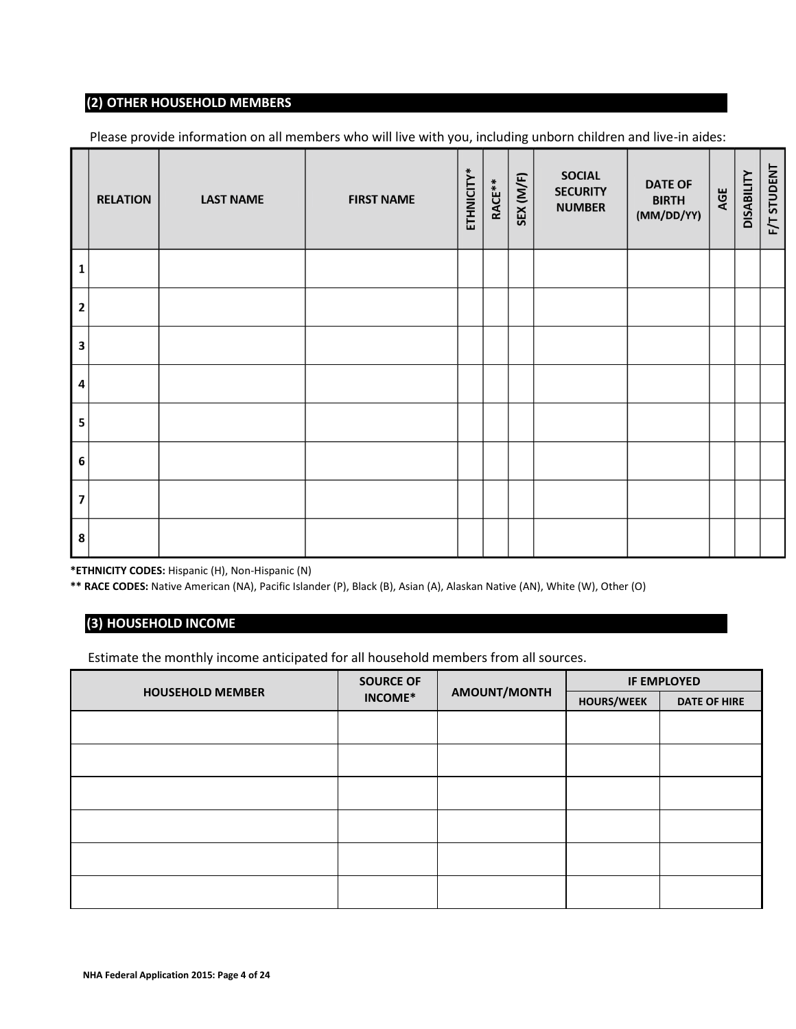## (2) OTHER HOUSEHOLD MEMBERS

Please provide information on all members who will live with you, including unborn children and live-in aides:

| | RELATION | LAST NAME | FIRST NAME | ETHNICITY* | RACE** | SEX (M/F) | SOCIAL SECURITY NUMBER | DATE OF BIRTH (MM/DD/YY) | AGE | DISABILITY | F/T STUDENT |
|---|---|---|---|---|---|---|---|---|---|---|---|
| 1 | | | | | | | | | | | |
| 2 | | | | | | | | | | | |
| 3 | | | | | | | | | | | |
| 4 | | | | | | | | | | | |
| 5 | | | | | | | | | | | |
| 6 | | | | | | | | | | | |
| 7 | | | | | | | | | | | |
| 8 | | | | | | | | | | | |

**\*ETHNICITY CODES:** Hispanic (H), Non-Hispanic (N)

**\*\* RACE CODES:** Native American (NA), Pacific Islander (P), Black (B), Asian (A), Alaskan Native (AN), White (W), Other (O)

## (3) HOUSEHOLD INCOME

Estimate the monthly income anticipated for all household members from all sources.

| HOUSEHOLD MEMBER | SOURCE OF INCOME* | AMOUNT/MONTH | IF EMPLOYED | |
|---|---|---|---|---|
| | | | HOURS/WEEK | DATE OF HIRE |
| | | | | |
| | | | | |
| | | | | |
| | | | | |
| | | | | |
| | | | | |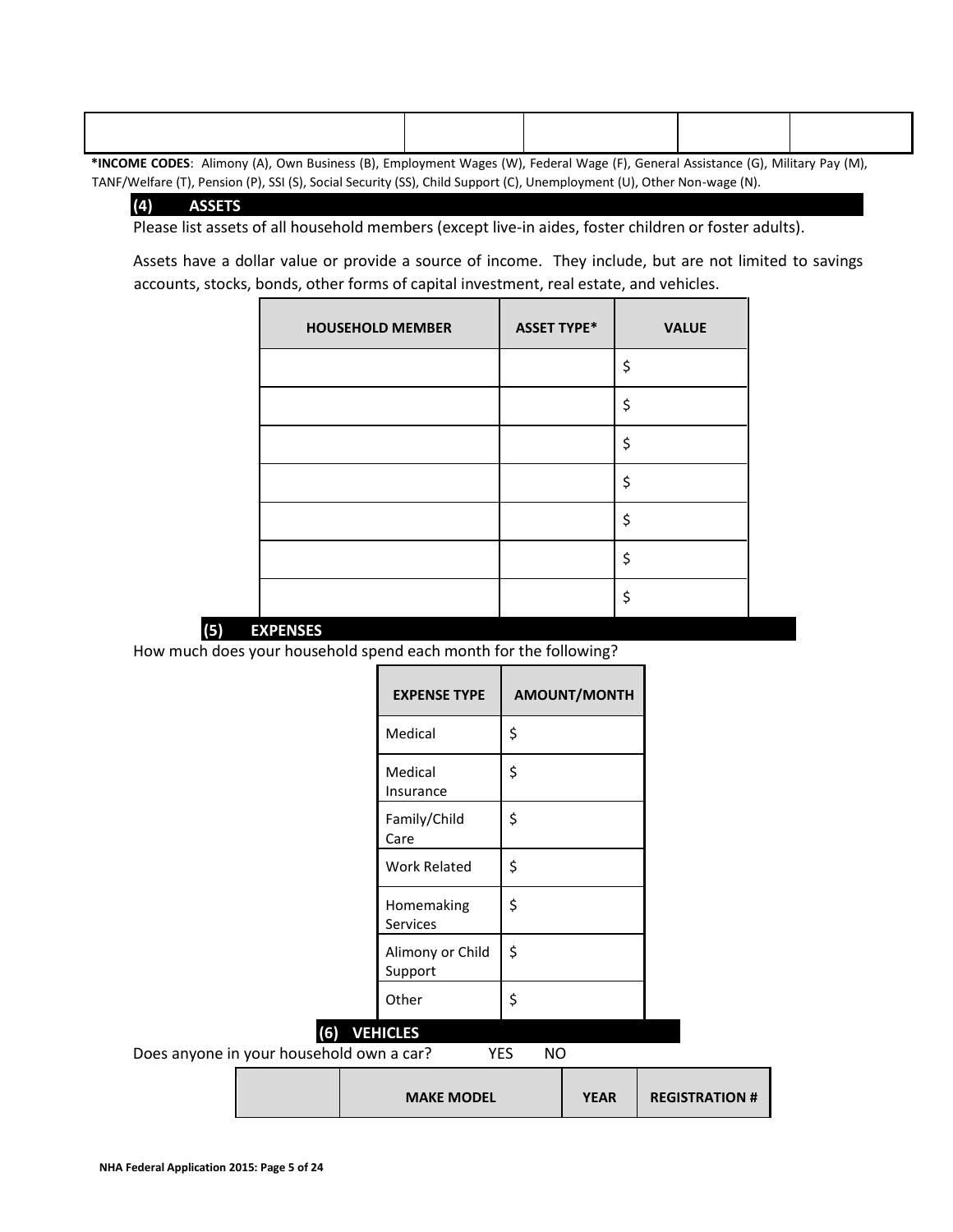| | | | | |
|---|---|---|---|---|
| | | | | |

**\*INCOME CODES**: Alimony (A), Own Business (B), Employment Wages (W), Federal Wage (F), General Assistance (G), Military Pay (M), TANF/Welfare (T), Pension (P), SSI (S), Social Security (SS), Child Support (C), Unemployment (U), Other Non-wage (N).

## (4) ASSETS

Please list assets of all household members (except live-in aides, foster children or foster adults).

Assets have a dollar value or provide a source of income. They include, but are not limited to savings accounts, stocks, bonds, other forms of capital investment, real estate, and vehicles.

| HOUSEHOLD MEMBER | ASSET TYPE* | VALUE |
|---|---|---|
| | | $ |
| | | $ |
| | | $ |
| | | $ |
| | | $ |
| | | $ |
| | | $ |

## (5) EXPENSES

How much does your household spend each month for the following?

| EXPENSE TYPE | AMOUNT/MONTH |
|---|---|
| Medical | $ |
| Medical Insurance | $ |
| Family/Child Care | $ |
| Work Related | $ |
| Homemaking Services | $ |
| Alimony or Child Support | $ |
| Other | $ |

## (6) VEHICLES

Does anyone in your household own a car? YES NO

| | MAKE MODEL | YEAR | REGISTRATION # |
|---|---|---|---|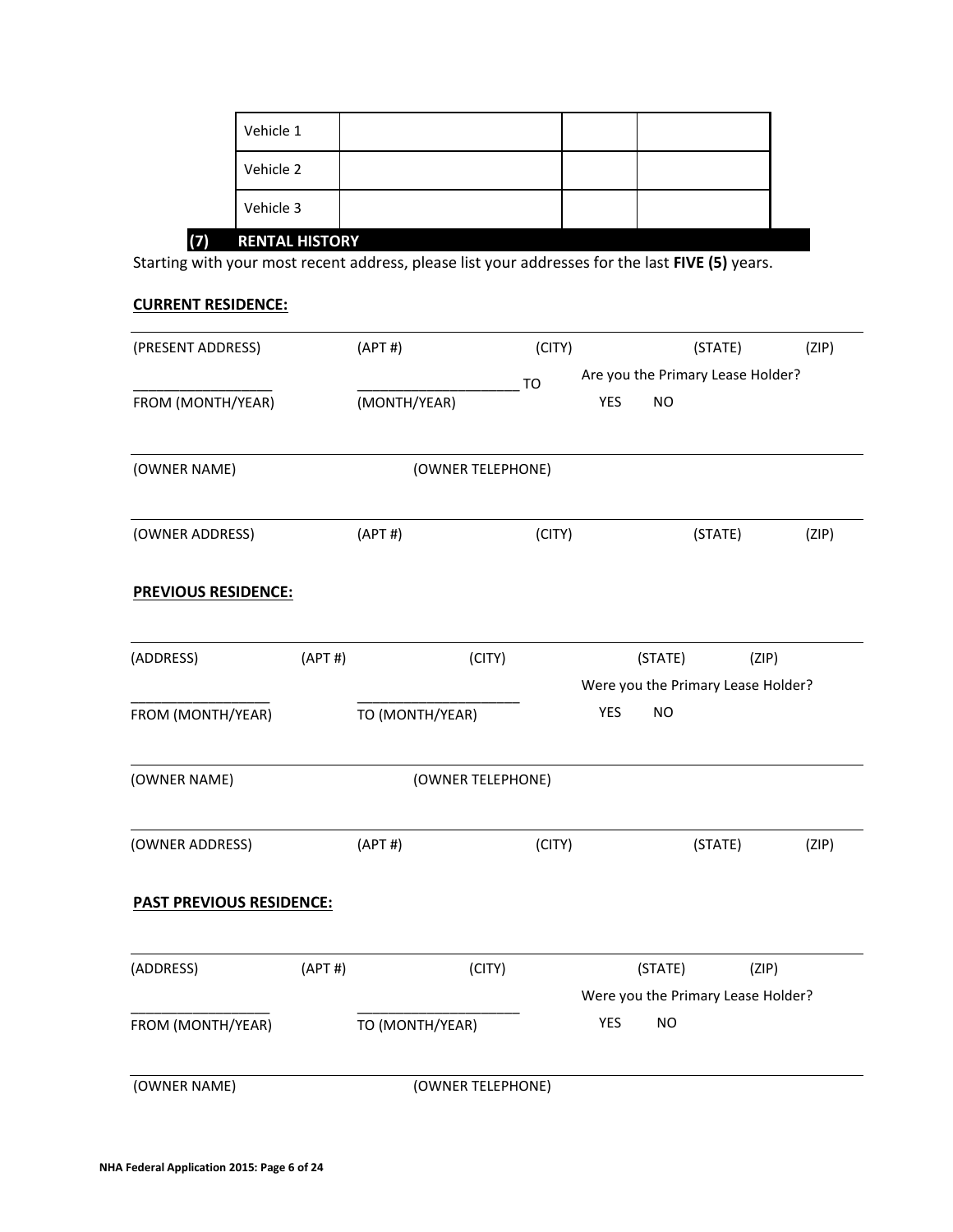| Vehicle 1 | | | |
|---|---|---|---|
| Vehicle 2 | | | |
| Vehicle 3 | | | |

## (7) RENTAL HISTORY

Starting with your most recent address, please list your addresses for the last **FIVE (5)** years.

**CURRENT RESIDENCE:**

(PRESENT ADDRESS) (APT #) (CITY) (STATE) (ZIP)

__________________ ____________________ TO
FROM (MONTH/YEAR) (MONTH/YEAR)

Are you the Primary Lease Holder?
YES NO

(OWNER NAME) (OWNER TELEPHONE)

(OWNER ADDRESS) (APT #) (CITY) (STATE) (ZIP)

**PREVIOUS RESIDENCE:**

(ADDRESS) (APT #) (CITY) (STATE) (ZIP)

__________________ ____________________
FROM (MONTH/YEAR) TO (MONTH/YEAR)

Were you the Primary Lease Holder?
YES NO

(OWNER NAME) (OWNER TELEPHONE)

(OWNER ADDRESS) (APT #) (CITY) (STATE) (ZIP)

**PAST PREVIOUS RESIDENCE:**

(ADDRESS) (APT #) (CITY) (STATE) (ZIP)

__________________ ____________________
FROM (MONTH/YEAR) TO (MONTH/YEAR)

Were you the Primary Lease Holder?
YES NO

(OWNER NAME) (OWNER TELEPHONE)

NHA Federal Application 2015: Page 6 of 24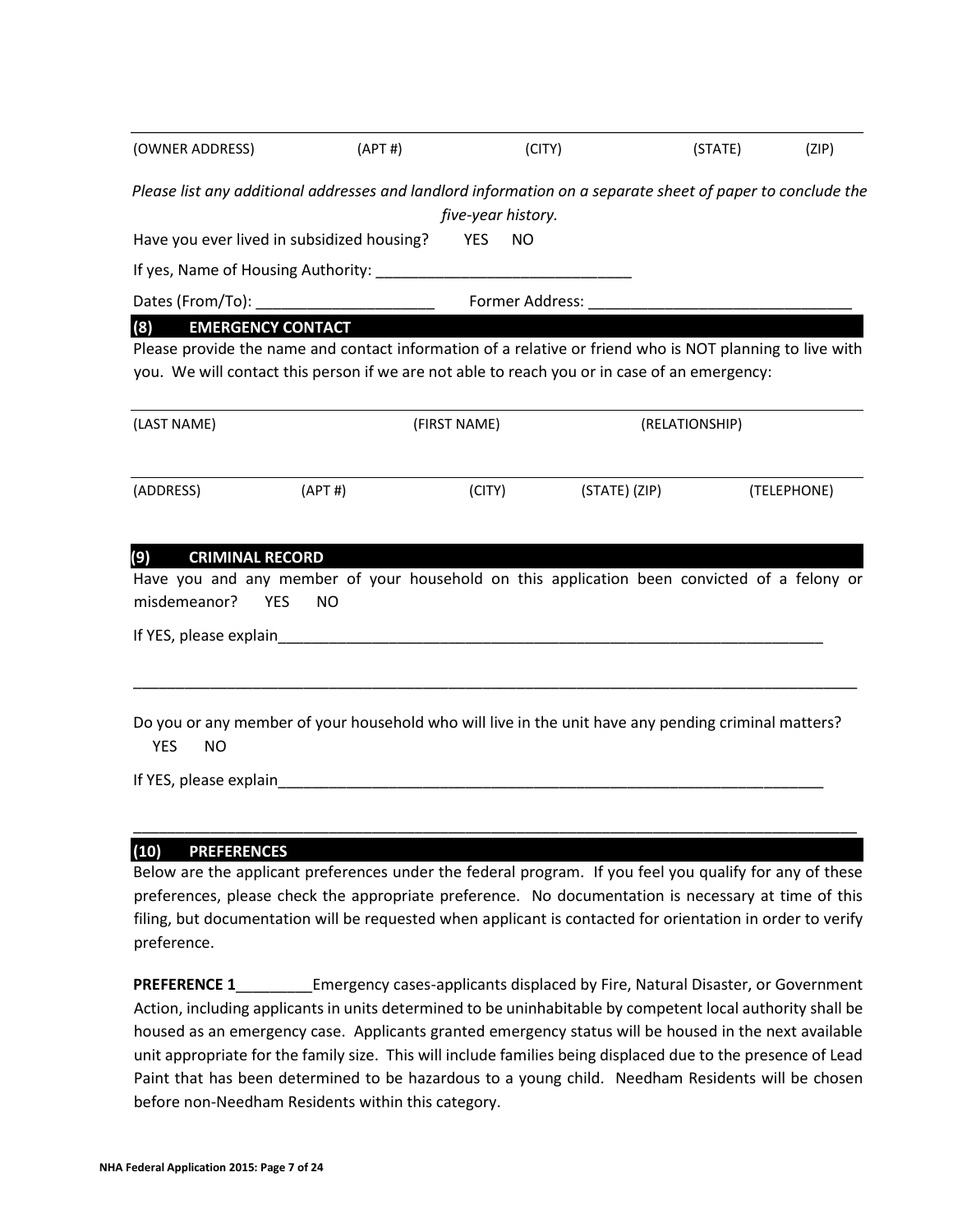_________________________________________________________________________________

(OWNER ADDRESS) (APT #) (CITY) (STATE) (ZIP)

*Please list any additional addresses and landlord information on a separate sheet of paper to conclude the five-year history.*

Have you ever lived in subsidized housing? YES NO

If yes, Name of Housing Authority: ______________________________

Dates (From/To): _____________________ Former Address: ______________________________

## (8) EMERGENCY CONTACT

Please provide the name and contact information of a relative or friend who is NOT planning to live with you. We will contact this person if we are not able to reach you or in case of an emergency:

_________________________________________________________________________________

(LAST NAME) (FIRST NAME) (RELATIONSHIP)

_________________________________________________________________________________

(ADDRESS) (APT #) (CITY) (STATE) (ZIP) (TELEPHONE)

## (9) CRIMINAL RECORD

Have you and any member of your household on this application been convicted of a felony or misdemeanor? YES NO

If YES, please explain___________________________________________________________________

_________________________________________________________________________________

Do you or any member of your household who will live in the unit have any pending criminal matters? YES NO

If YES, please explain___________________________________________________________________

_________________________________________________________________________________

## (10) PREFERENCES

Below are the applicant preferences under the federal program. If you feel you qualify for any of these preferences, please check the appropriate preference. No documentation is necessary at time of this filing, but documentation will be requested when applicant is contacted for orientation in order to verify preference.

**PREFERENCE 1**_________Emergency cases-applicants displaced by Fire, Natural Disaster, or Government Action, including applicants in units determined to be uninhabitable by competent local authority shall be housed as an emergency case. Applicants granted emergency status will be housed in the next available unit appropriate for the family size. This will include families being displaced due to the presence of Lead Paint that has been determined to be hazardous to a young child. Needham Residents will be chosen before non-Needham Residents within this category.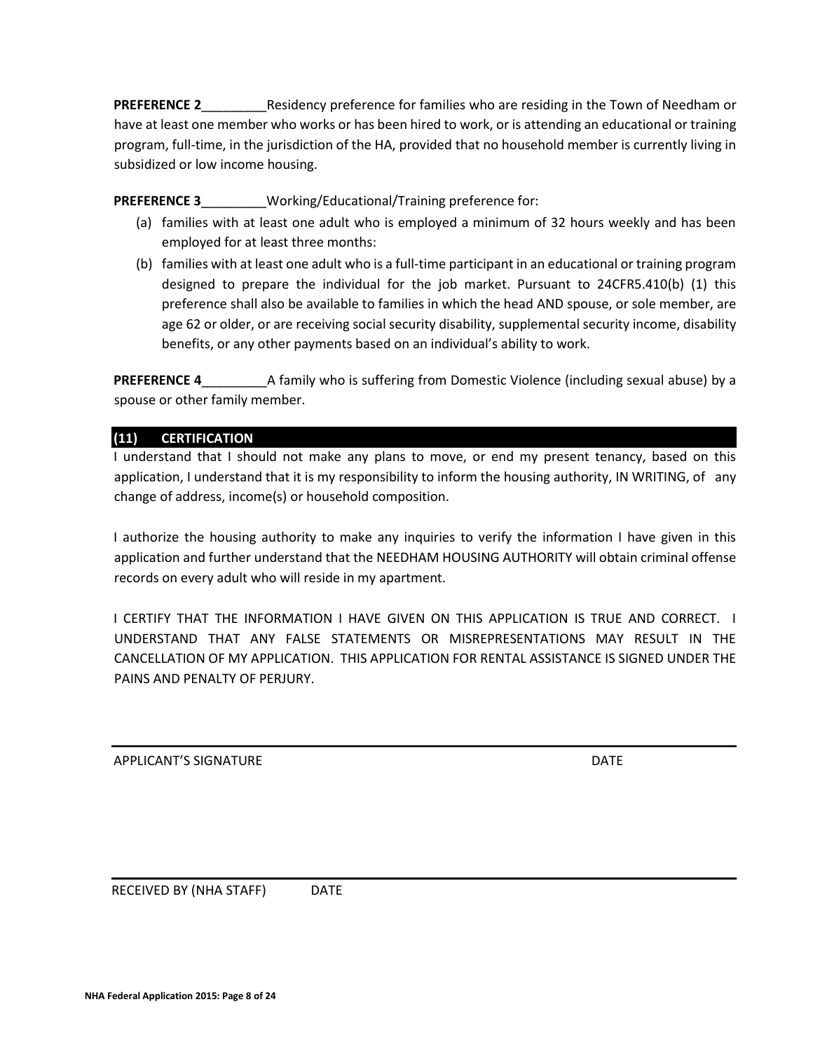**PREFERENCE 2**_________Residency preference for families who are residing in the Town of Needham or have at least one member who works or has been hired to work, or is attending an educational or training program, full-time, in the jurisdiction of the HA, provided that no household member is currently living in subsidized or low income housing.

**PREFERENCE 3**_________Working/Educational/Training preference for:

(a) families with at least one adult who is employed a minimum of 32 hours weekly and has been employed for at least three months:

(b) families with at least one adult who is a full-time participant in an educational or training program designed to prepare the individual for the job market. Pursuant to 24CFR5.410(b) (1) this preference shall also be available to families in which the head AND spouse, or sole member, are age 62 or older, or are receiving social security disability, supplemental security income, disability benefits, or any other payments based on an individual's ability to work.

**PREFERENCE 4**_________A family who is suffering from Domestic Violence (including sexual abuse) by a spouse or other family member.

## (11) CERTIFICATION

I understand that I should not make any plans to move, or end my present tenancy, based on this application, I understand that it is my responsibility to inform the housing authority, IN WRITING, of any change of address, income(s) or household composition.

I authorize the housing authority to make any inquiries to verify the information I have given in this application and further understand that the NEEDHAM HOUSING AUTHORITY will obtain criminal offense records on every adult who will reside in my apartment.

I CERTIFY THAT THE INFORMATION I HAVE GIVEN ON THIS APPLICATION IS TRUE AND CORRECT. I UNDERSTAND THAT ANY FALSE STATEMENTS OR MISREPRESENTATIONS MAY RESULT IN THE CANCELLATION OF MY APPLICATION. THIS APPLICATION FOR RENTAL ASSISTANCE IS SIGNED UNDER THE PAINS AND PENALTY OF PERJURY.

_______________________________________________________________________________

APPLICANT'S SIGNATURE DATE

_______________________________________________________________________________

RECEIVED BY (NHA STAFF) DATE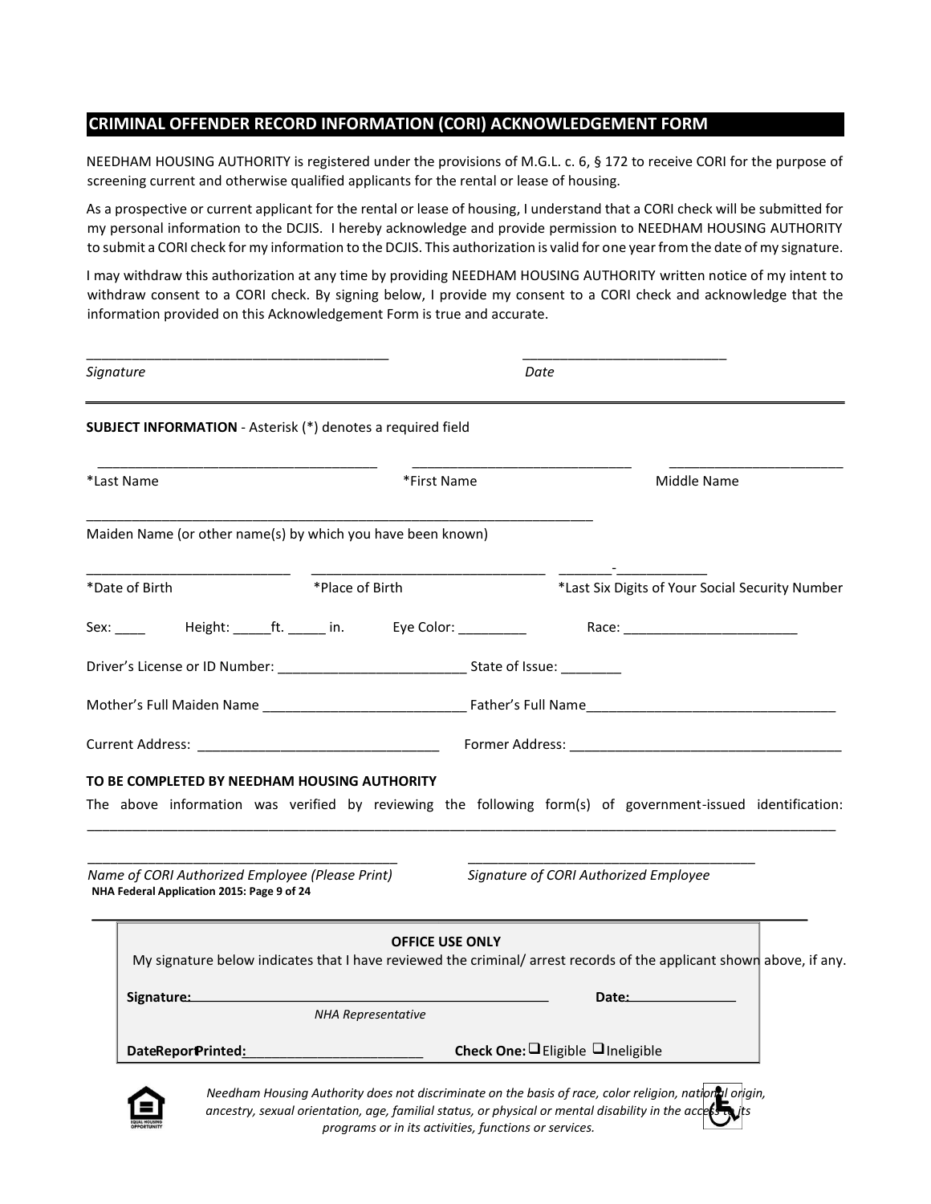## CRIMINAL OFFENDER RECORD INFORMATION (CORI) ACKNOWLEDGEMENT FORM

NEEDHAM HOUSING AUTHORITY is registered under the provisions of M.G.L. c. 6, § 172 to receive CORI for the purpose of screening current and otherwise qualified applicants for the rental or lease of housing.

As a prospective or current applicant for the rental or lease of housing, I understand that a CORI check will be submitted for my personal information to the DCJIS. I hereby acknowledge and provide permission to NEEDHAM HOUSING AUTHORITY to submit a CORI check for my information to the DCJIS. This authorization is valid for one year from the date of my signature.

I may withdraw this authorization at any time by providing NEEDHAM HOUSING AUTHORITY written notice of my intent to withdraw consent to a CORI check. By signing below, I provide my consent to a CORI check and acknowledge that the information provided on this Acknowledgement Form is true and accurate.

_______________________________________ *Signature*　　　　　　　　___________________________ *Date*

---

**SUBJECT INFORMATION** - Asterisk (*) denotes a required field

_____________________________________ *Last Name　　_____________________________ *First Name　　_______________________ Middle Name

____________________________________________________________________
Maiden Name (or other name(s) by which you have been known)

___________________________ *Date of Birth　　______________________________ *Place of Birth　　_______-____________ *Last Six Digits of Your Social Security Number

Sex: ____ Height: _____ft. _____ in. Eye Color: _________ Race: _______________________

Driver's License or ID Number: ________________________ State of Issue: ________

Mother's Full Maiden Name __________________________ Father's Full Name________________________________

Current Address: _______________________________ Former Address: ___________________________________

**TO BE COMPLETED BY NEEDHAM HOUSING AUTHORITY**

The above information was verified by reviewing the following form(s) of government-issued identification: _____________________________________________________________________________________________

_________________________________________ *Name of CORI Authorized Employee (Please Print)*　　_____________________________________ *Signature of CORI Authorized Employee*

---

**OFFICE USE ONLY**

My signature below indicates that I have reviewed the criminal/ arrest records of the applicant shown above, if any.

**Signature:**_______________________________________________ **Date:**_______________
*NHA Representative*

**Date Report Printed:**________________________ **Check One:** ❑ Eligible ❑ Ineligible

*Needham Housing Authority does not discriminate on the basis of race, color religion, national origin, ancestry, sexual orientation, age, familial status, or physical or mental disability in the access to its programs or in its activities, functions or services.*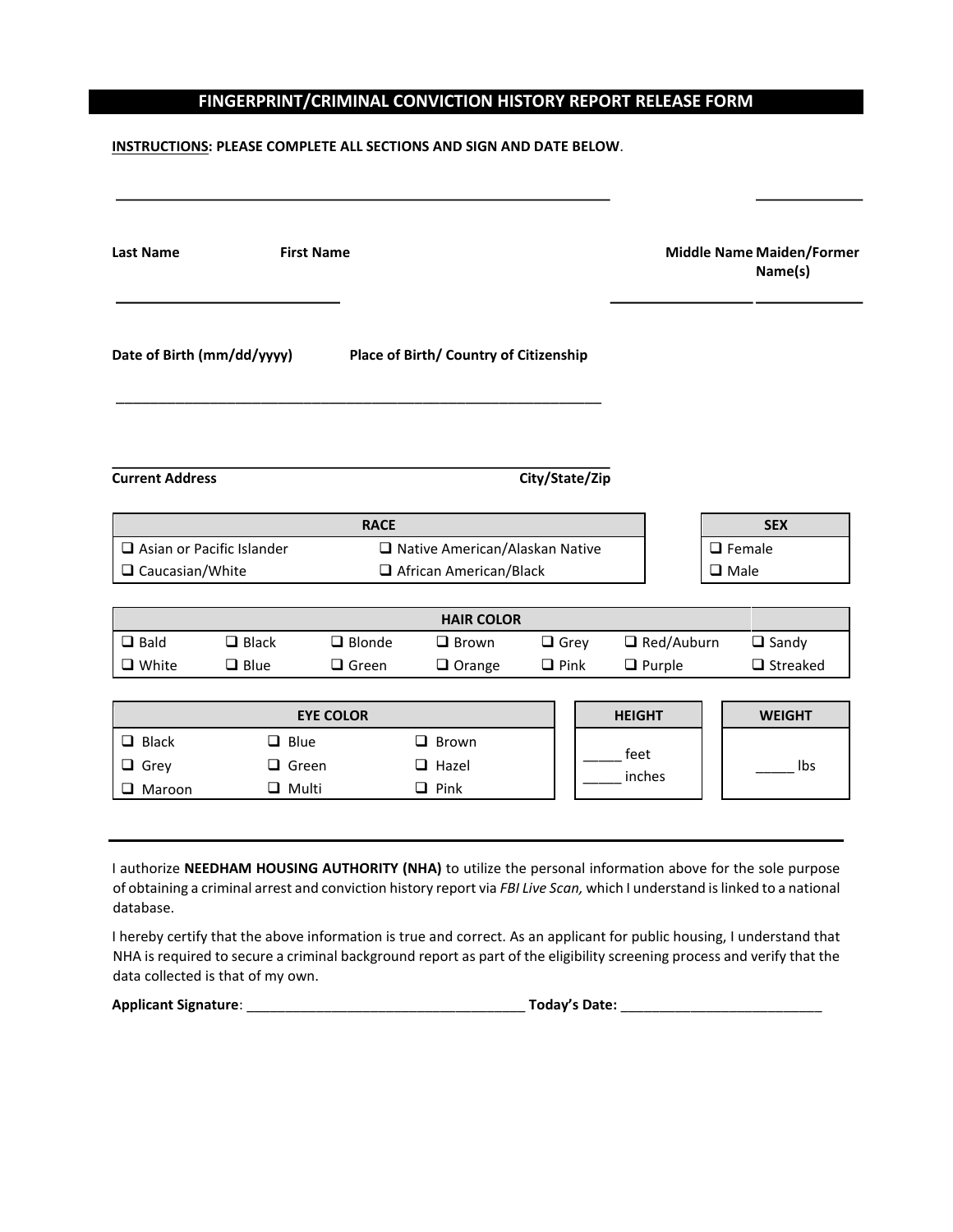# FINGERPRINT/CRIMINAL CONVICTION HISTORY REPORT RELEASE FORM

**INSTRUCTIONS: PLEASE COMPLETE ALL SECTIONS AND SIGN AND DATE BELOW**.

_______________________________________________ ____________

**Last Name** **First Name** **Middle Name** **Maiden/Former Name(s)**

______________________ ______________ ____________

**Date of Birth (mm/dd/yyyy)** **Place of Birth/ Country of Citizenship**

_______________________________________________

_______________________________________________

**Current Address** **City/State/Zip**

| RACE | |
|---|---|
| ❑ Asian or Pacific Islander | ❑ Native American/Alaskan Native |
| ❑ Caucasian/White | ❑ African American/Black |

| SEX |
|---|
| ❑ Female |
| ❑ Male |

| HAIR COLOR | | | | | | |
|---|---|---|---|---|---|---|
| ❑ Bald | ❑ Black | ❑ Blonde | ❑ Brown | ❑ Grey | ❑ Red/Auburn | ❑ Sandy |
| ❑ White | ❑ Blue | ❑ Green | ❑ Orange | ❑ Pink | ❑ Purple | ❑ Streaked |

| EYE COLOR | | |
|---|---|---|
| ❑ Black | ❑ Blue | ❑ Brown |
| ❑ Grey | ❑ Green | ❑ Hazel |
| ❑ Maroon | ❑ Multi | ❑ Pink |

| HEIGHT | WEIGHT |
|---|---|
| _____ feet<br>_____ inches | _____ lbs |

I authorize **NEEDHAM HOUSING AUTHORITY (NHA)** to utilize the personal information above for the sole purpose of obtaining a criminal arrest and conviction history report via *FBI Live Scan,* which I understand is linked to a national database.

I hereby certify that the above information is true and correct. As an applicant for public housing, I understand that NHA is required to secure a criminal background report as part of the eligibility screening process and verify that the data collected is that of my own.

**Applicant Signature**: ___________________________________ **Today's Date:** __________________________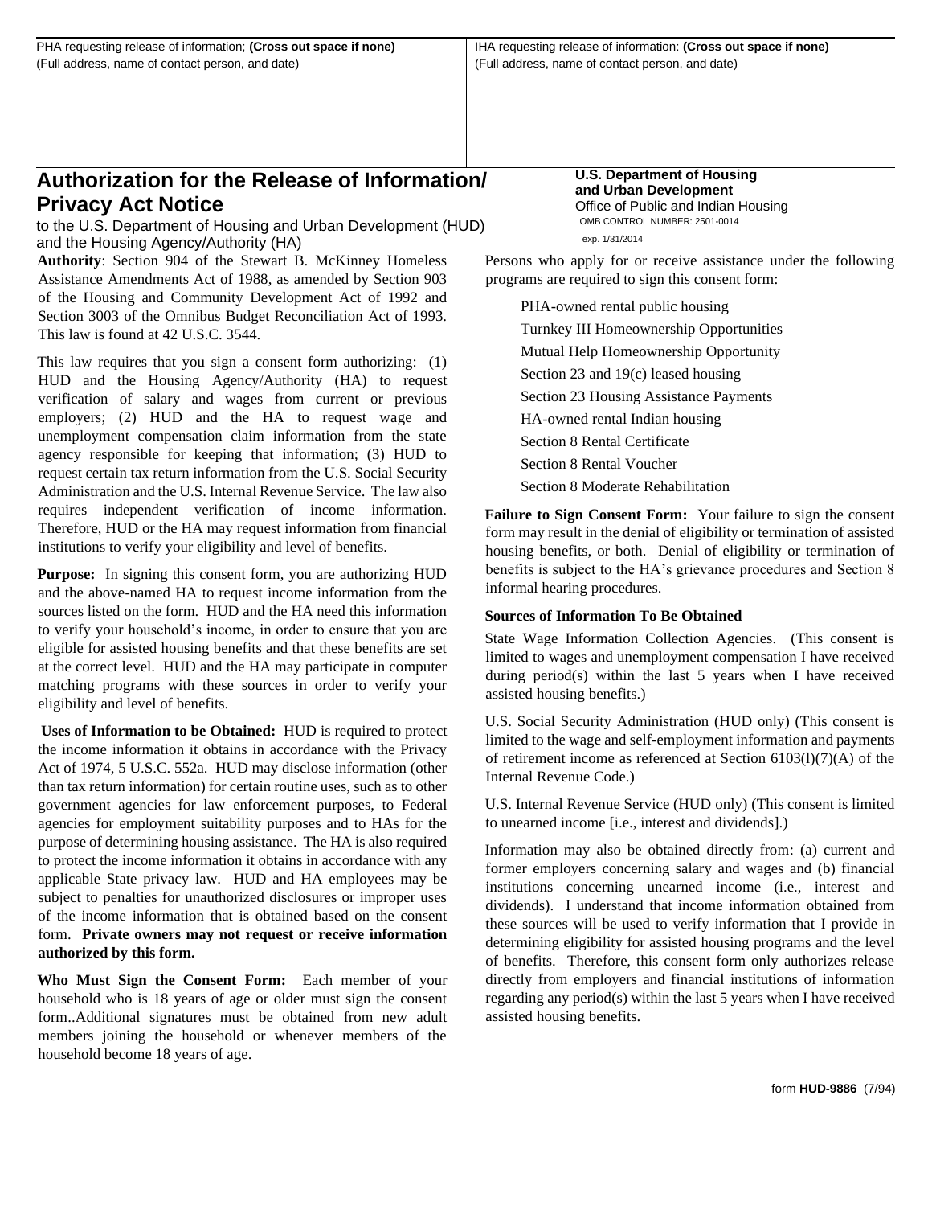PHA requesting release of information; **(Cross out space if none)**
(Full address, name of contact person, and date)

IHA requesting release of information: **(Cross out space if none)**
(Full address, name of contact person, and date)

# Authorization for the Release of Information/ Privacy Act Notice

to the U.S. Department of Housing and Urban Development (HUD) and the Housing Agency/Authority (HA)

**U.S. Department of Housing and Urban Development**
Office of Public and Indian Housing
OMB CONTROL NUMBER: 2501-0014
exp. 1/31/2014

**Authority**: Section 904 of the Stewart B. McKinney Homeless Assistance Amendments Act of 1988, as amended by Section 903 of the Housing and Community Development Act of 1992 and Section 3003 of the Omnibus Budget Reconciliation Act of 1993. This law is found at 42 U.S.C. 3544.

This law requires that you sign a consent form authorizing: (1) HUD and the Housing Agency/Authority (HA) to request verification of salary and wages from current or previous employers; (2) HUD and the HA to request wage and unemployment compensation claim information from the state agency responsible for keeping that information; (3) HUD to request certain tax return information from the U.S. Social Security Administration and the U.S. Internal Revenue Service. The law also requires independent verification of income information. Therefore, HUD or the HA may request information from financial institutions to verify your eligibility and level of benefits.

**Purpose:** In signing this consent form, you are authorizing HUD and the above-named HA to request income information from the sources listed on the form. HUD and the HA need this information to verify your household's income, in order to ensure that you are eligible for assisted housing benefits and that these benefits are set at the correct level. HUD and the HA may participate in computer matching programs with these sources in order to verify your eligibility and level of benefits.

**Uses of Information to be Obtained:** HUD is required to protect the income information it obtains in accordance with the Privacy Act of 1974, 5 U.S.C. 552a. HUD may disclose information (other than tax return information) for certain routine uses, such as to other government agencies for law enforcement purposes, to Federal agencies for employment suitability purposes and to HAs for the purpose of determining housing assistance. The HA is also required to protect the income information it obtains in accordance with any applicable State privacy law. HUD and HA employees may be subject to penalties for unauthorized disclosures or improper uses of the income information that is obtained based on the consent form. **Private owners may not request or receive information authorized by this form.**

**Who Must Sign the Consent Form:** Each member of your household who is 18 years of age or older must sign the consent form..Additional signatures must be obtained from new adult members joining the household or whenever members of the household become 18 years of age.

Persons who apply for or receive assistance under the following programs are required to sign this consent form:

- PHA-owned rental public housing
- Turnkey III Homeownership Opportunities
- Mutual Help Homeownership Opportunity
- Section 23 and 19(c) leased housing
- Section 23 Housing Assistance Payments
- HA-owned rental Indian housing
- Section 8 Rental Certificate
- Section 8 Rental Voucher
- Section 8 Moderate Rehabilitation

**Failure to Sign Consent Form:** Your failure to sign the consent form may result in the denial of eligibility or termination of assisted housing benefits, or both. Denial of eligibility or termination of benefits is subject to the HA's grievance procedures and Section 8 informal hearing procedures.

**Sources of Information To Be Obtained**

State Wage Information Collection Agencies. (This consent is limited to wages and unemployment compensation I have received during period(s) within the last 5 years when I have received assisted housing benefits.)

U.S. Social Security Administration (HUD only) (This consent is limited to the wage and self-employment information and payments of retirement income as referenced at Section 6103(l)(7)(A) of the Internal Revenue Code.)

U.S. Internal Revenue Service (HUD only) (This consent is limited to unearned income [i.e., interest and dividends].)

Information may also be obtained directly from: (a) current and former employers concerning salary and wages and (b) financial institutions concerning unearned income (i.e., interest and dividends). I understand that income information obtained from these sources will be used to verify information that I provide in determining eligibility for assisted housing programs and the level of benefits. Therefore, this consent form only authorizes release directly from employers and financial institutions of information regarding any period(s) within the last 5 years when I have received assisted housing benefits.

form **HUD-9886** (7/94)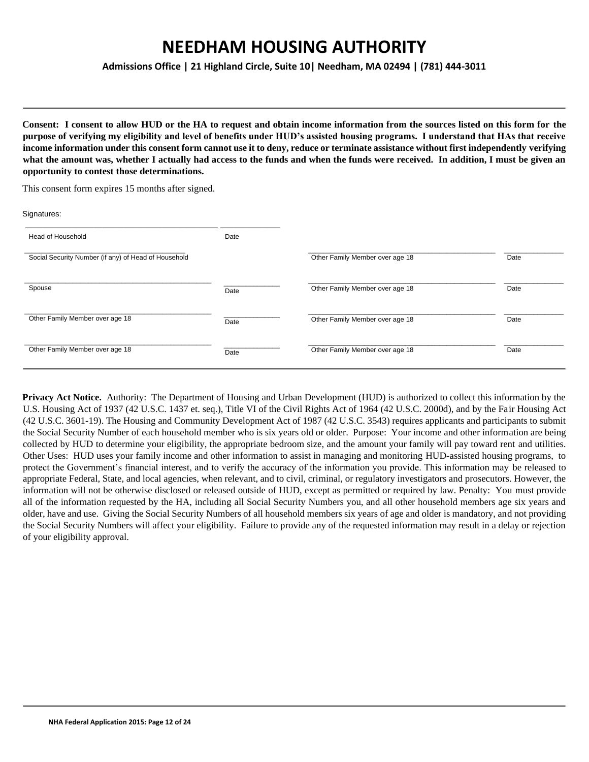# NEEDHAM HOUSING AUTHORITY

**Admissions Office | 21 Highland Circle, Suite 10| Needham, MA 02494 | (781) 444-3011**

---

**Consent: I consent to allow HUD or the HA to request and obtain income information from the sources listed on this form for the purpose of verifying my eligibility and level of benefits under HUD's assisted housing programs. I understand that HAs that receive income information under this consent form cannot use it to deny, reduce or terminate assistance without first independently verifying what the amount was, whether I actually had access to the funds and when the funds were received. In addition, I must be given an opportunity to contest those determinations.**

This consent form expires 15 months after signed.

Signatures:

| | | | |
|---|---|---|---|
| Head of Household | Date | | |
| Social Security Number (if any) of Head of Household | | Other Family Member over age 18 | Date |
| Spouse | Date | Other Family Member over age 18 | Date |
| Other Family Member over age 18 | Date | Other Family Member over age 18 | Date |
| Other Family Member over age 18 | Date | Other Family Member over age 18 | Date |

---

**Privacy Act Notice.** Authority: The Department of Housing and Urban Development (HUD) is authorized to collect this information by the U.S. Housing Act of 1937 (42 U.S.C. 1437 et. seq.), Title VI of the Civil Rights Act of 1964 (42 U.S.C. 2000d), and by the Fair Housing Act (42 U.S.C. 3601-19). The Housing and Community Development Act of 1987 (42 U.S.C. 3543) requires applicants and participants to submit the Social Security Number of each household member who is six years old or older. Purpose: Your income and other information are being collected by HUD to determine your eligibility, the appropriate bedroom size, and the amount your family will pay toward rent and utilities. Other Uses: HUD uses your family income and other information to assist in managing and monitoring HUD-assisted housing programs, to protect the Government's financial interest, and to verify the accuracy of the information you provide. This information may be released to appropriate Federal, State, and local agencies, when relevant, and to civil, criminal, or regulatory investigators and prosecutors. However, the information will not be otherwise disclosed or released outside of HUD, except as permitted or required by law. Penalty: You must provide all of the information requested by the HA, including all Social Security Numbers you, and all other household members age six years and older, have and use. Giving the Social Security Numbers of all household members six years of age and older is mandatory, and not providing the Social Security Numbers will affect your eligibility. Failure to provide any of the requested information may result in a delay or rejection of your eligibility approval.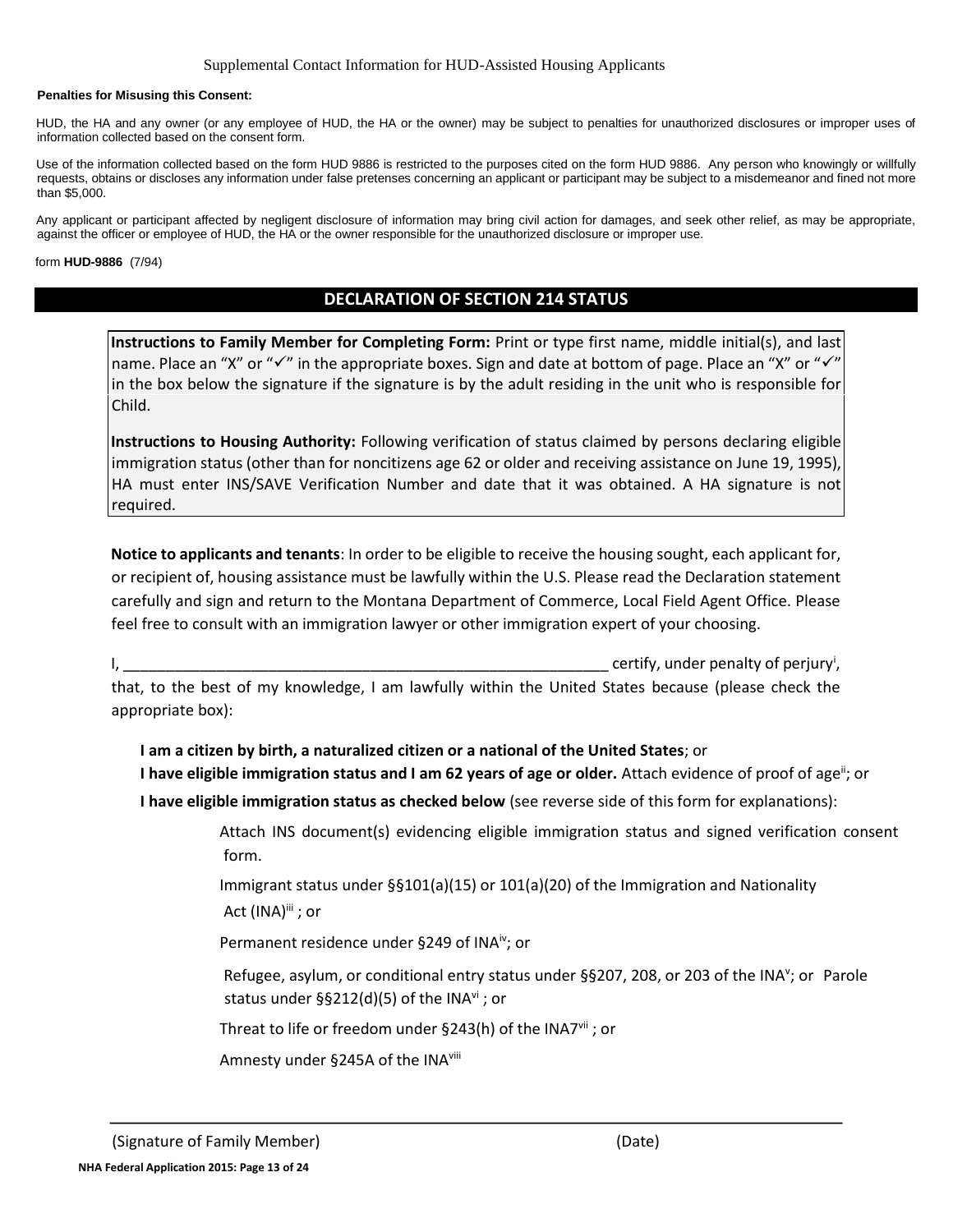Supplemental Contact Information for HUD-Assisted Housing Applicants

**Penalties for Misusing this Consent:**

HUD, the HA and any owner (or any employee of HUD, the HA or the owner) may be subject to penalties for unauthorized disclosures or improper uses of information collected based on the consent form.

Use of the information collected based on the form HUD 9886 is restricted to the purposes cited on the form HUD 9886. Any person who knowingly or willfully requests, obtains or discloses any information under false pretenses concerning an applicant or participant may be subject to a misdemeanor and fined not more than $5,000.

Any applicant or participant affected by negligent disclosure of information may bring civil action for damages, and seek other relief, as may be appropriate, against the officer or employee of HUD, the HA or the owner responsible for the unauthorized disclosure or improper use.

form **HUD-9886** (7/94)

## DECLARATION OF SECTION 214 STATUS

**Instructions to Family Member for Completing Form:** Print or type first name, middle initial(s), and last name. Place an "X" or "✓" in the appropriate boxes. Sign and date at bottom of page. Place an "X" or "✓" in the box below the signature if the signature is by the adult residing in the unit who is responsible for Child.

**Instructions to Housing Authority:** Following verification of status claimed by persons declaring eligible immigration status (other than for noncitizens age 62 or older and receiving assistance on June 19, 1995), HA must enter INS/SAVE Verification Number and date that it was obtained. A HA signature is not required.

**Notice to applicants and tenants**: In order to be eligible to receive the housing sought, each applicant for, or recipient of, housing assistance must be lawfully within the U.S. Please read the Declaration statement carefully and sign and return to the Montana Department of Commerce, Local Field Agent Office. Please feel free to consult with an immigration lawyer or other immigration expert of your choosing.

I, ____________________________________________________________ certify, under penalty of perjury[i], that, to the best of my knowledge, I am lawfully within the United States because (please check the appropriate box):

**I am a citizen by birth, a naturalized citizen or a national of the United States**; or

**I have eligible immigration status and I am 62 years of age or older.** Attach evidence of proof of age[ii]; or

**I have eligible immigration status as checked below** (see reverse side of this form for explanations):

- Attach INS document(s) evidencing eligible immigration status and signed verification consent form.
- Immigrant status under §§101(a)(15) or 101(a)(20) of the Immigration and Nationality Act (INA)[iii] ; or
- Permanent residence under §249 of INA[iv]; or
- Refugee, asylum, or conditional entry status under §§207, 208, or 203 of the INA[v]; or Parole status under §§212(d)(5) of the INA[vi] ; or
- Threat to life or freedom under §243(h) of the INA7[vii] ; or
- Amnesty under §245A of the INA[viii]

_______________________________________________________________________________

(Signature of Family Member) (Date)

**NHA Federal Application 2015: Page 13 of 24**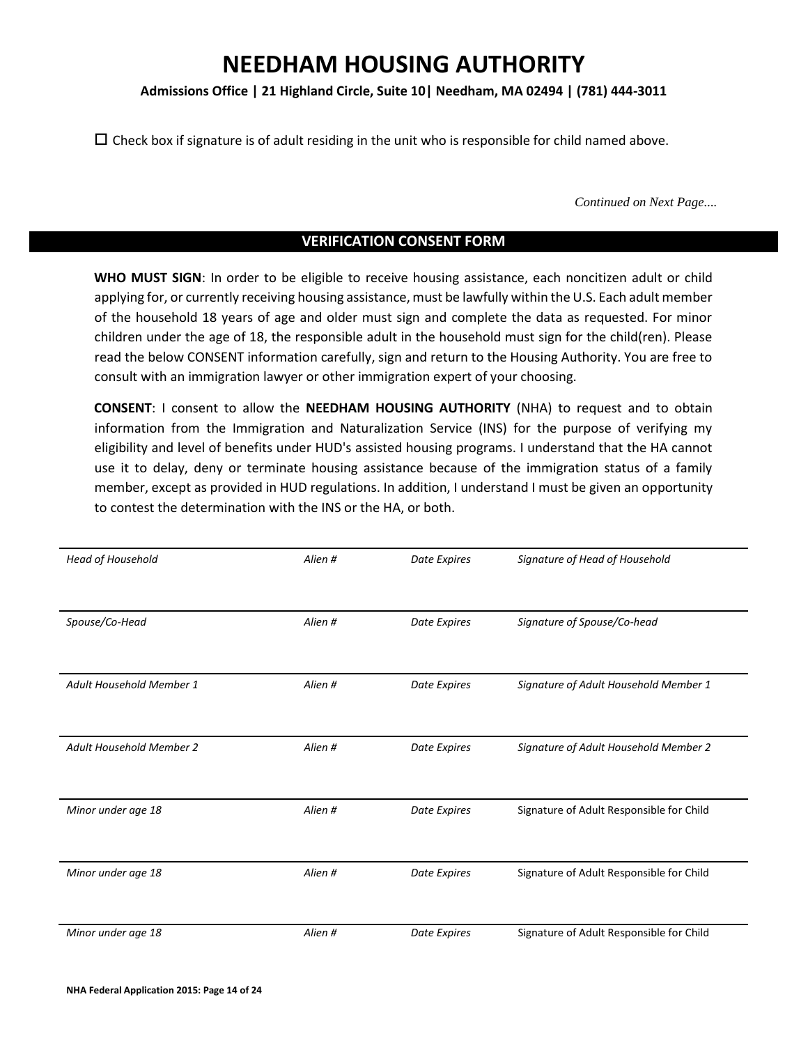# NEEDHAM HOUSING AUTHORITY

**Admissions Office | 21 Highland Circle, Suite 10| Needham, MA 02494 | (781) 444-3011**

☐ Check box if signature is of adult residing in the unit who is responsible for child named above.

*Continued on Next Page....*

## VERIFICATION CONSENT FORM

**WHO MUST SIGN**: In order to be eligible to receive housing assistance, each noncitizen adult or child applying for, or currently receiving housing assistance, must be lawfully within the U.S. Each adult member of the household 18 years of age and older must sign and complete the data as requested. For minor children under the age of 18, the responsible adult in the household must sign for the child(ren). Please read the below CONSENT information carefully, sign and return to the Housing Authority. You are free to consult with an immigration lawyer or other immigration expert of your choosing.

**CONSENT**: I consent to allow the **NEEDHAM HOUSING AUTHORITY** (NHA) to request and to obtain information from the Immigration and Naturalization Service (INS) for the purpose of verifying my eligibility and level of benefits under HUD's assisted housing programs. I understand that the HA cannot use it to delay, deny or terminate housing assistance because of the immigration status of a family member, except as provided in HUD regulations. In addition, I understand I must be given an opportunity to contest the determination with the INS or the HA, or both.

| *Head of Household* | *Alien #* | *Date Expires* | *Signature of Head of Household* |
|---|---|---|---|
| *Spouse/Co-Head* | *Alien #* | *Date Expires* | *Signature of Spouse/Co-head* |
| *Adult Household Member 1* | *Alien #* | *Date Expires* | *Signature of Adult Household Member 1* |
| *Adult Household Member 2* | *Alien #* | *Date Expires* | *Signature of Adult Household Member 2* |
| *Minor under age 18* | *Alien #* | *Date Expires* | Signature of Adult Responsible for Child |
| *Minor under age 18* | *Alien #* | *Date Expires* | Signature of Adult Responsible for Child |
| *Minor under age 18* | *Alien #* | *Date Expires* | Signature of Adult Responsible for Child |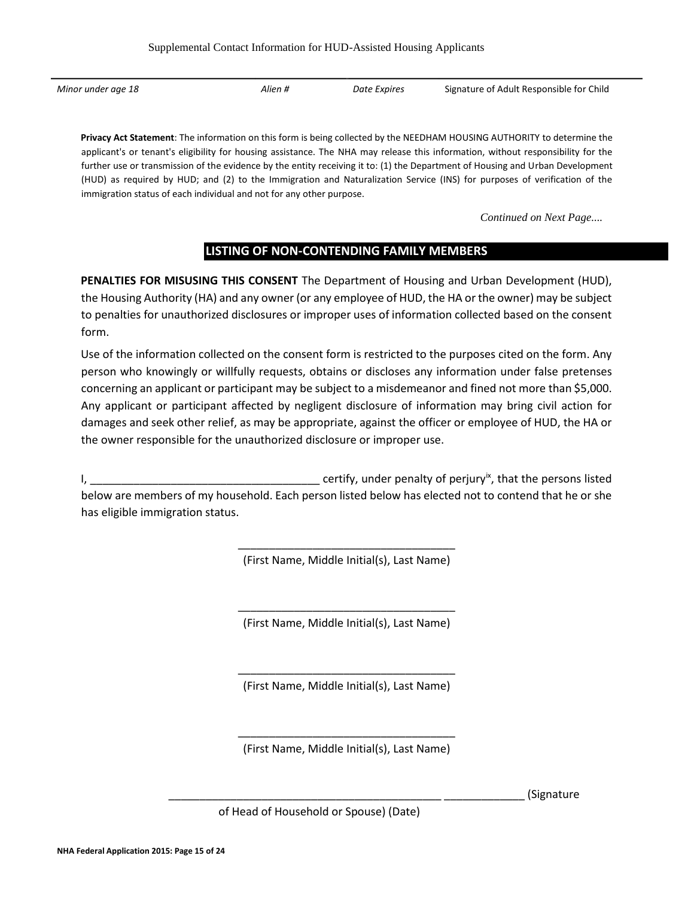| Minor under age 18 | Alien # | Date Expires | Signature of Adult Responsible for Child |
|---|---|---|---|

**Privacy Act Statement**: The information on this form is being collected by the NEEDHAM HOUSING AUTHORITY to determine the applicant's or tenant's eligibility for housing assistance. The NHA may release this information, without responsibility for the further use or transmission of the evidence by the entity receiving it to: (1) the Department of Housing and Urban Development (HUD) as required by HUD; and (2) to the Immigration and Naturalization Service (INS) for purposes of verification of the immigration status of each individual and not for any other purpose.

*Continued on Next Page....*

## LISTING OF NON-CONTENDING FAMILY MEMBERS

**PENALTIES FOR MISUSING THIS CONSENT** The Department of Housing and Urban Development (HUD), the Housing Authority (HA) and any owner (or any employee of HUD, the HA or the owner) may be subject to penalties for unauthorized disclosures or improper uses of information collected based on the consent form.

Use of the information collected on the consent form is restricted to the purposes cited on the form. Any person who knowingly or willfully requests, obtains or discloses any information under false pretenses concerning an applicant or participant may be subject to a misdemeanor and fined not more than $5,000. Any applicant or participant affected by negligent disclosure of information may bring civil action for damages and seek other relief, as may be appropriate, against the officer or employee of HUD, the HA or the owner responsible for the unauthorized disclosure or improper use.

I, ____________________________________ certify, under penalty of perjury[ix], that the persons listed below are members of my household. Each person listed below has elected not to contend that he or she has eligible immigration status.

___________________________________
(First Name, Middle Initial(s), Last Name)

___________________________________
(First Name, Middle Initial(s), Last Name)

___________________________________
(First Name, Middle Initial(s), Last Name)

___________________________________
(First Name, Middle Initial(s), Last Name)

______________________________________________ _____________ (Signature of Head of Household or Spouse) (Date)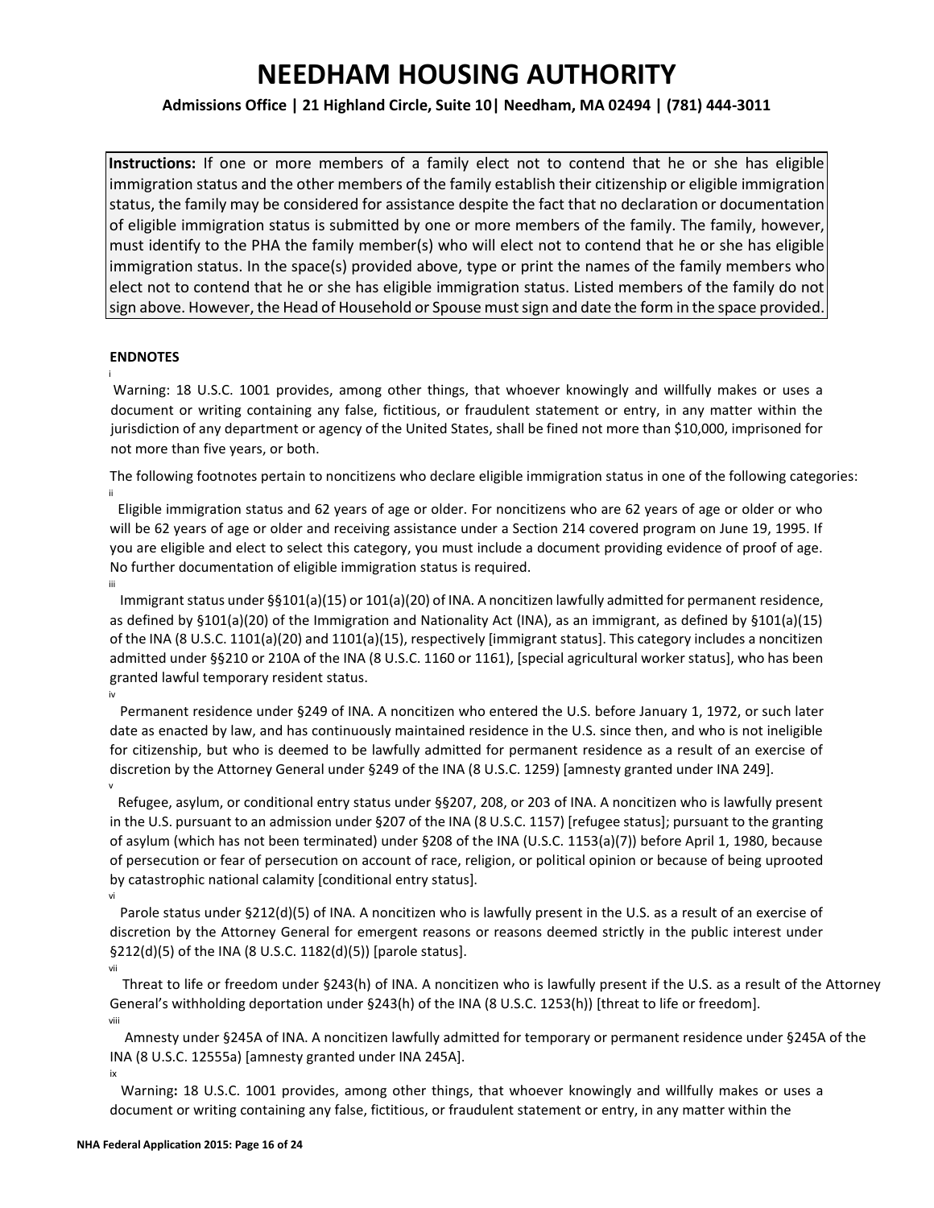# NEEDHAM HOUSING AUTHORITY

**Admissions Office | 21 Highland Circle, Suite 10| Needham, MA 02494 | (781) 444-3011**

**Instructions:** If one or more members of a family elect not to contend that he or she has eligible immigration status and the other members of the family establish their citizenship or eligible immigration status, the family may be considered for assistance despite the fact that no declaration or documentation of eligible immigration status is submitted by one or more members of the family. The family, however, must identify to the PHA the family member(s) who will elect not to contend that he or she has eligible immigration status. In the space(s) provided above, type or print the names of the family members who elect not to contend that he or she has eligible immigration status. Listed members of the family do not sign above. However, the Head of Household or Spouse must sign and date the form in the space provided.

**ENDNOTES**

[i] Warning: 18 U.S.C. 1001 provides, among other things, that whoever knowingly and willfully makes or uses a document or writing containing any false, fictitious, or fraudulent statement or entry, in any matter within the jurisdiction of any department or agency of the United States, shall be fined not more than $10,000, imprisoned for not more than five years, or both.

The following footnotes pertain to noncitizens who declare eligible immigration status in one of the following categories:

[ii] Eligible immigration status and 62 years of age or older. For noncitizens who are 62 years of age or older or who will be 62 years of age or older and receiving assistance under a Section 214 covered program on June 19, 1995. If you are eligible and elect to select this category, you must include a document providing evidence of proof of age. No further documentation of eligible immigration status is required.

[iii] Immigrant status under §§101(a)(15) or 101(a)(20) of INA. A noncitizen lawfully admitted for permanent residence, as defined by §101(a)(20) of the Immigration and Nationality Act (INA), as an immigrant, as defined by §101(a)(15) of the INA (8 U.S.C. 1101(a)(20) and 1101(a)(15), respectively [immigrant status]. This category includes a noncitizen admitted under §§210 or 210A of the INA (8 U.S.C. 1160 or 1161), [special agricultural worker status], who has been granted lawful temporary resident status.

[iv] Permanent residence under §249 of INA. A noncitizen who entered the U.S. before January 1, 1972, or such later date as enacted by law, and has continuously maintained residence in the U.S. since then, and who is not ineligible for citizenship, but who is deemed to be lawfully admitted for permanent residence as a result of an exercise of discretion by the Attorney General under §249 of the INA (8 U.S.C. 1259) [amnesty granted under INA 249].

[v] Refugee, asylum, or conditional entry status under §§207, 208, or 203 of INA. A noncitizen who is lawfully present in the U.S. pursuant to an admission under §207 of the INA (8 U.S.C. 1157) [refugee status]; pursuant to the granting of asylum (which has not been terminated) under §208 of the INA (U.S.C. 1153(a)(7)) before April 1, 1980, because of persecution or fear of persecution on account of race, religion, or political opinion or because of being uprooted by catastrophic national calamity [conditional entry status].

[vi] Parole status under §212(d)(5) of INA. A noncitizen who is lawfully present in the U.S. as a result of an exercise of discretion by the Attorney General for emergent reasons or reasons deemed strictly in the public interest under §212(d)(5) of the INA (8 U.S.C. 1182(d)(5)) [parole status].

[vii] Threat to life or freedom under §243(h) of INA. A noncitizen who is lawfully present if the U.S. as a result of the Attorney General's withholding deportation under §243(h) of the INA (8 U.S.C. 1253(h)) [threat to life or freedom].

[viii] Amnesty under §245A of INA. A noncitizen lawfully admitted for temporary or permanent residence under §245A of the INA (8 U.S.C. 12555a) [amnesty granted under INA 245A].

[ix] Warning**:** 18 U.S.C. 1001 provides, among other things, that whoever knowingly and willfully makes or uses a document or writing containing any false, fictitious, or fraudulent statement or entry, in any matter within the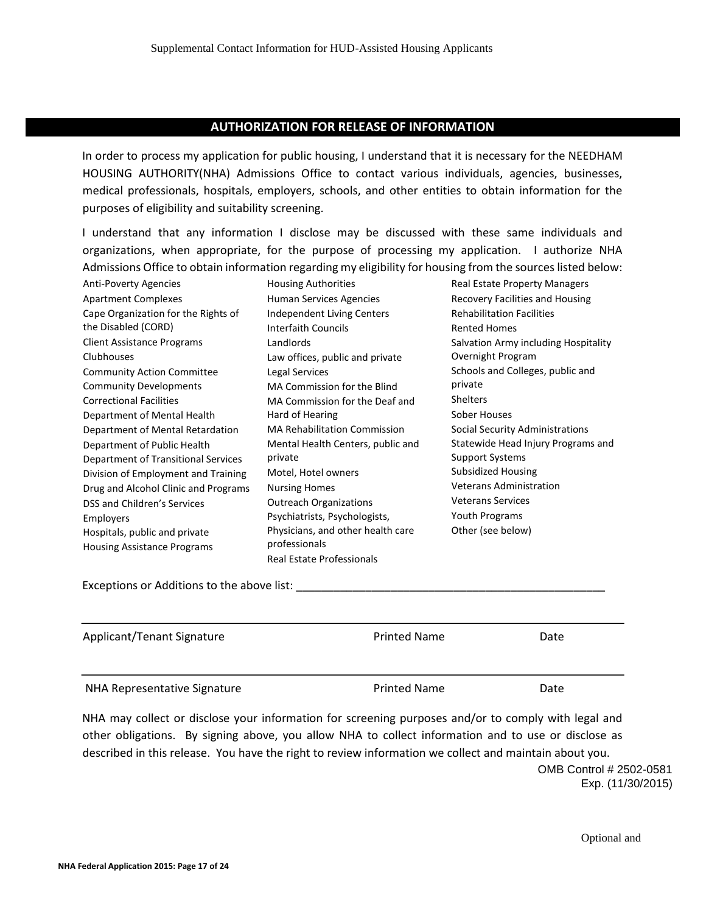Supplemental Contact Information for HUD-Assisted Housing Applicants

## AUTHORIZATION FOR RELEASE OF INFORMATION

In order to process my application for public housing, I understand that it is necessary for the NEEDHAM HOUSING AUTHORITY(NHA) Admissions Office to contact various individuals, agencies, businesses, medical professionals, hospitals, employers, schools, and other entities to obtain information for the purposes of eligibility and suitability screening.

I understand that any information I disclose may be discussed with these same individuals and organizations, when appropriate, for the purpose of processing my application. I authorize NHA Admissions Office to obtain information regarding my eligibility for housing from the sources listed below:

- Anti-Poverty Agencies
- Apartment Complexes
- Cape Organization for the Rights of the Disabled (CORD)
- Client Assistance Programs
- Clubhouses
- Community Action Committee
- Community Developments
- Correctional Facilities
- Department of Mental Health
- Department of Mental Retardation
- Department of Public Health
- Department of Transitional Services
- Division of Employment and Training
- Drug and Alcohol Clinic and Programs
- DSS and Children's Services
- Employers
- Hospitals, public and private
- Housing Assistance Programs
- Housing Authorities
- Human Services Agencies
- Independent Living Centers
- Interfaith Councils
- Landlords
- Law offices, public and private
- Legal Services
- MA Commission for the Blind
- MA Commission for the Deaf and Hard of Hearing
- MA Rehabilitation Commission
- Mental Health Centers, public and private
- Motel, Hotel owners
- Nursing Homes
- Outreach Organizations
- Psychiatrists, Psychologists, Physicians, and other health care professionals
- Real Estate Professionals
- Real Estate Property Managers
- Recovery Facilities and Housing
- Rehabilitation Facilities
- Rented Homes
- Salvation Army including Hospitality Overnight Program
- Schools and Colleges, public and private
- Shelters
- Sober Houses
- Social Security Administrations
- Statewide Head Injury Programs and Support Systems
- Subsidized Housing
- Veterans Administration
- Veterans Services
- Youth Programs
- Other (see below)

Exceptions or Additions to the above list: ___________________________________________________

| Applicant/Tenant Signature | Printed Name | Date |
|---|---|---|
| NHA Representative Signature | Printed Name | Date |

NHA may collect or disclose your information for screening purposes and/or to comply with legal and other obligations. By signing above, you allow NHA to collect information and to use or disclose as described in this release. You have the right to review information we collect and maintain about you.

OMB Control # 2502-0581
Exp. (11/30/2015)

Optional and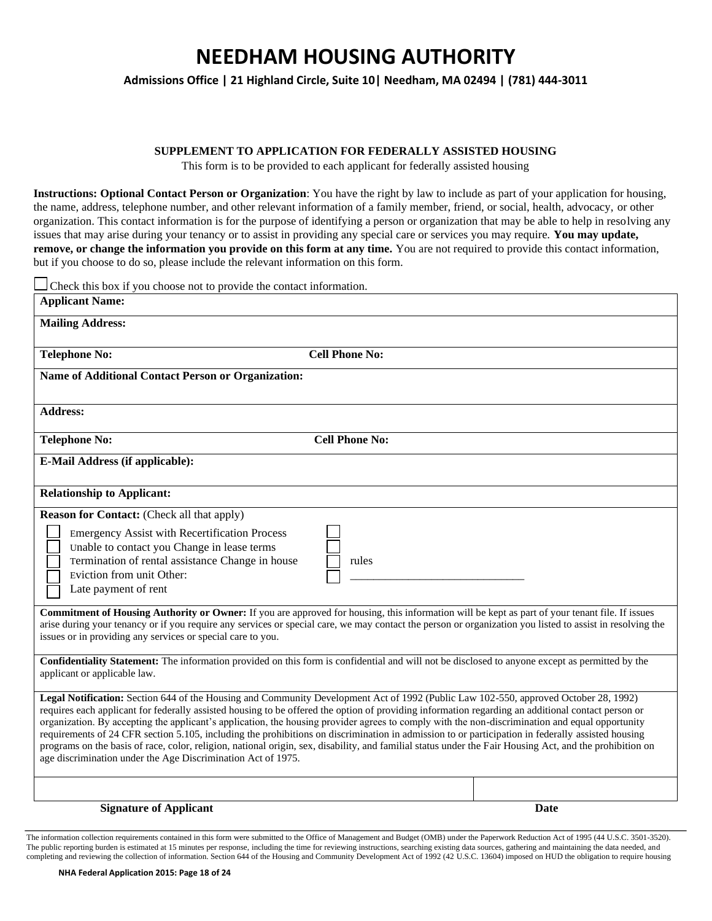# NEEDHAM HOUSING AUTHORITY

**Admissions Office | 21 Highland Circle, Suite 10| Needham, MA 02494 | (781) 444-3011**

**SUPPLEMENT TO APPLICATION FOR FEDERALLY ASSISTED HOUSING**

This form is to be provided to each applicant for federally assisted housing

**Instructions: Optional Contact Person or Organization**: You have the right by law to include as part of your application for housing, the name, address, telephone number, and other relevant information of a family member, friend, or social, health, advocacy, or other organization. This contact information is for the purpose of identifying a person or organization that may be able to help in resolving any issues that may arise during your tenancy or to assist in providing any special care or services you may require. **You may update, remove, or change the information you provide on this form at any time.** You are not required to provide this contact information, but if you choose to do so, please include the relevant information on this form.

☐ Check this box if you choose not to provide the contact information.

| | |
|---|---|
| **Applicant Name:** | |
| **Mailing Address:** | |
| **Telephone No:** | **Cell Phone No:** |
| **Name of Additional Contact Person or Organization:** | |
| **Address:** | |
| **Telephone No:** | **Cell Phone No:** |
| **E-Mail Address (if applicable):** | |
| **Relationship to Applicant:** | |

**Reason for Contact:** (Check all that apply)

☐ Emergency ☐ Assist with Recertification Process
☐ Unable to contact you ☐ Change in lease terms
☐ Termination of rental assistance ☐ Change in house rules
☐ Eviction from unit ☐ Other: ______________________________
☐ Late payment of rent

**Commitment of Housing Authority or Owner:** If you are approved for housing, this information will be kept as part of your tenant file. If issues arise during your tenancy or if you require any services or special care, we may contact the person or organization you listed to assist in resolving the issues or in providing any services or special care to you.

**Confidentiality Statement:** The information provided on this form is confidential and will not be disclosed to anyone except as permitted by the applicant or applicable law.

**Legal Notification:** Section 644 of the Housing and Community Development Act of 1992 (Public Law 102-550, approved October 28, 1992) requires each applicant for federally assisted housing to be offered the option of providing information regarding an additional contact person or organization. By accepting the applicant's application, the housing provider agrees to comply with the non-discrimination and equal opportunity requirements of 24 CFR section 5.105, including the prohibitions on discrimination in admission to or participation in federally assisted housing programs on the basis of race, color, religion, national origin, sex, disability, and familial status under the Fair Housing Act, and the prohibition on age discrimination under the Age Discrimination Act of 1975.

| | |
|---|---|
| | |
| **Signature of Applicant** | **Date** |

The information collection requirements contained in this form were submitted to the Office of Management and Budget (OMB) under the Paperwork Reduction Act of 1995 (44 U.S.C. 3501-3520). The public reporting burden is estimated at 15 minutes per response, including the time for reviewing instructions, searching existing data sources, gathering and maintaining the data needed, and completing and reviewing the collection of information. Section 644 of the Housing and Community Development Act of 1992 (42 U.S.C. 13604) imposed on HUD the obligation to require housing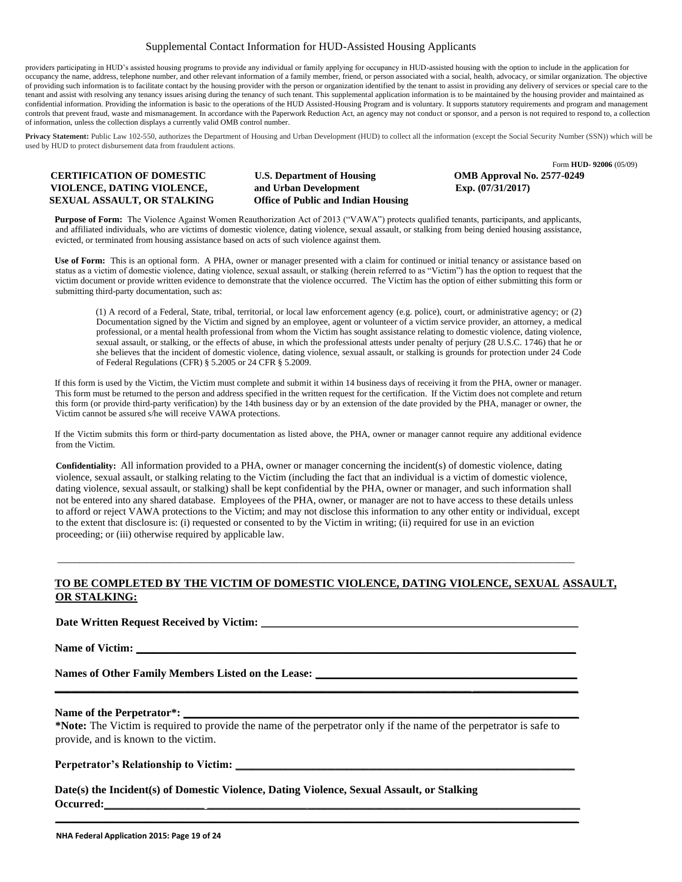Supplemental Contact Information for HUD-Assisted Housing Applicants

providers participating in HUD's assisted housing programs to provide any individual or family applying for occupancy in HUD-assisted housing with the option to include in the application for occupancy the name, address, telephone number, and other relevant information of a family member, friend, or person associated with a social, health, advocacy, or similar organization. The objective of providing such information is to facilitate contact by the housing provider with the person or organization identified by the tenant to assist in providing any delivery of services or special care to the tenant and assist with resolving any tenancy issues arising during the tenancy of such tenant. This supplemental application information is to be maintained by the housing provider and maintained as confidential information. Providing the information is basic to the operations of the HUD Assisted-Housing Program and is voluntary. It supports statutory requirements and program and management controls that prevent fraud, waste and mismanagement. In accordance with the Paperwork Reduction Act, an agency may not conduct or sponsor, and a person is not required to respond to, a collection of information, unless the collection displays a currently valid OMB control number.

**Privacy Statement:** Public Law 102-550, authorizes the Department of Housing and Urban Development (HUD) to collect all the information (except the Social Security Number (SSN)) which will be used by HUD to protect disbursement data from fraudulent actions.

Form **HUD- 92006** (05/09)

**CERTIFICATION OF DOMESTIC VIOLENCE, DATING VIOLENCE, SEXUAL ASSAULT, OR STALKING**

**U.S. Department of Housing and Urban Development**
**Office of Public and Indian Housing**

**OMB Approval No. 2577-0249**
**Exp. (07/31/2017)**

**Purpose of Form:** The Violence Against Women Reauthorization Act of 2013 ("VAWA") protects qualified tenants, participants, and applicants, and affiliated individuals, who are victims of domestic violence, dating violence, sexual assault, or stalking from being denied housing assistance, evicted, or terminated from housing assistance based on acts of such violence against them.

**Use of Form:** This is an optional form. A PHA, owner or manager presented with a claim for continued or initial tenancy or assistance based on status as a victim of domestic violence, dating violence, sexual assault, or stalking (herein referred to as "Victim") has the option to request that the victim document or provide written evidence to demonstrate that the violence occurred. The Victim has the option of either submitting this form or submitting third-party documentation, such as:

> (1) A record of a Federal, State, tribal, territorial, or local law enforcement agency (e.g. police), court, or administrative agency; or (2) Documentation signed by the Victim and signed by an employee, agent or volunteer of a victim service provider, an attorney, a medical professional, or a mental health professional from whom the Victim has sought assistance relating to domestic violence, dating violence, sexual assault, or stalking, or the effects of abuse, in which the professional attests under penalty of perjury (28 U.S.C. 1746) that he or she believes that the incident of domestic violence, dating violence, sexual assault, or stalking is grounds for protection under 24 Code of Federal Regulations (CFR) § 5.2005 or 24 CFR § 5.2009.

If this form is used by the Victim, the Victim must complete and submit it within 14 business days of receiving it from the PHA, owner or manager. This form must be returned to the person and address specified in the written request for the certification. If the Victim does not complete and return this form (or provide third-party verification) by the 14th business day or by an extension of the date provided by the PHA, manager or owner, the Victim cannot be assured s/he will receive VAWA protections.

If the Victim submits this form or third-party documentation as listed above, the PHA, owner or manager cannot require any additional evidence from the Victim.

**Confidentiality:** All information provided to a PHA, owner or manager concerning the incident(s) of domestic violence, dating violence, sexual assault, or stalking relating to the Victim (including the fact that an individual is a victim of domestic violence, dating violence, sexual assault, or stalking) shall be kept confidential by the PHA, owner or manager, and such information shall not be entered into any shared database. Employees of the PHA, owner, or manager are not to have access to these details unless to afford or reject VAWA protections to the Victim; and may not disclose this information to any other entity or individual, except to the extent that disclosure is: (i) requested or consented to by the Victim in writing; (ii) required for use in an eviction proceeding; or (iii) otherwise required by applicable law.

---

**TO BE COMPLETED BY THE VICTIM OF DOMESTIC VIOLENCE, DATING VIOLENCE, SEXUAL ASSAULT, OR STALKING:**

**Date Written Request Received by Victim:** ____________________

**Name of Victim:** ____________________

**Names of Other Family Members Listed on the Lease:** ____________________

____________________

**Name of the Perpetrator\*:** ____________________

**\*Note:** The Victim is required to provide the name of the perpetrator only if the name of the perpetrator is safe to provide, and is known to the victim.

**Perpetrator's Relationship to Victim:** ____________________

**Date(s) the Incident(s) of Domestic Violence, Dating Violence, Sexual Assault, or Stalking Occurred:** ____________________

____________________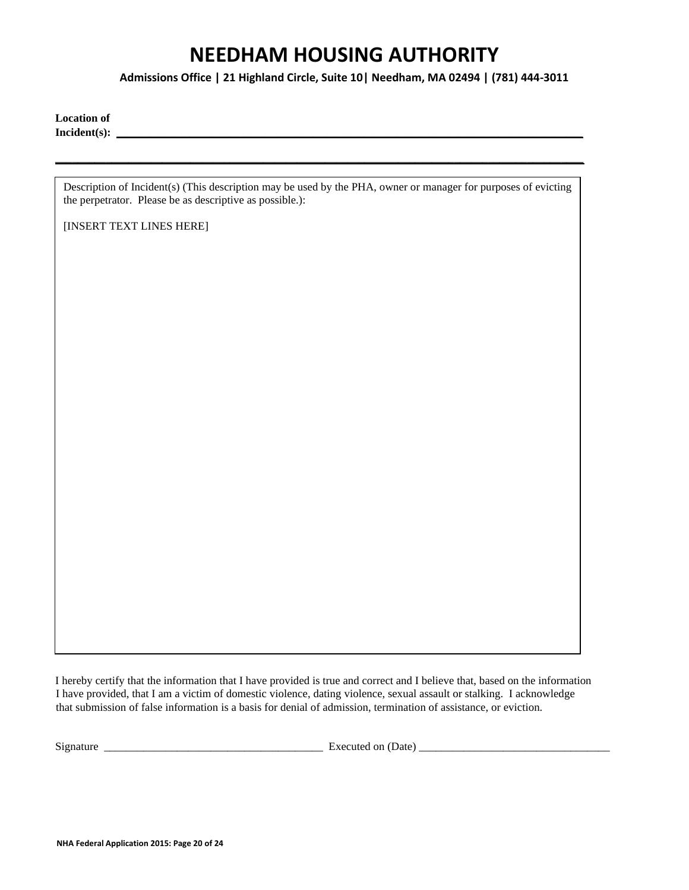# NEEDHAM HOUSING AUTHORITY

**Admissions Office | 21 Highland Circle, Suite 10| Needham, MA 02494 | (781) 444-3011**

**Location of Incident(s):** ______________________________________________________________

______________________________________________________________________________

Description of Incident(s) (This description may be used by the PHA, owner or manager for purposes of evicting the perpetrator. Please be as descriptive as possible.):

[INSERT TEXT LINES HERE]

I hereby certify that the information that I have provided is true and correct and I believe that, based on the information I have provided, that I am a victim of domestic violence, dating violence, sexual assault or stalking. I acknowledge that submission of false information is a basis for denial of admission, termination of assistance, or eviction.

Signature ______________________________________ Executed on (Date) __________________________________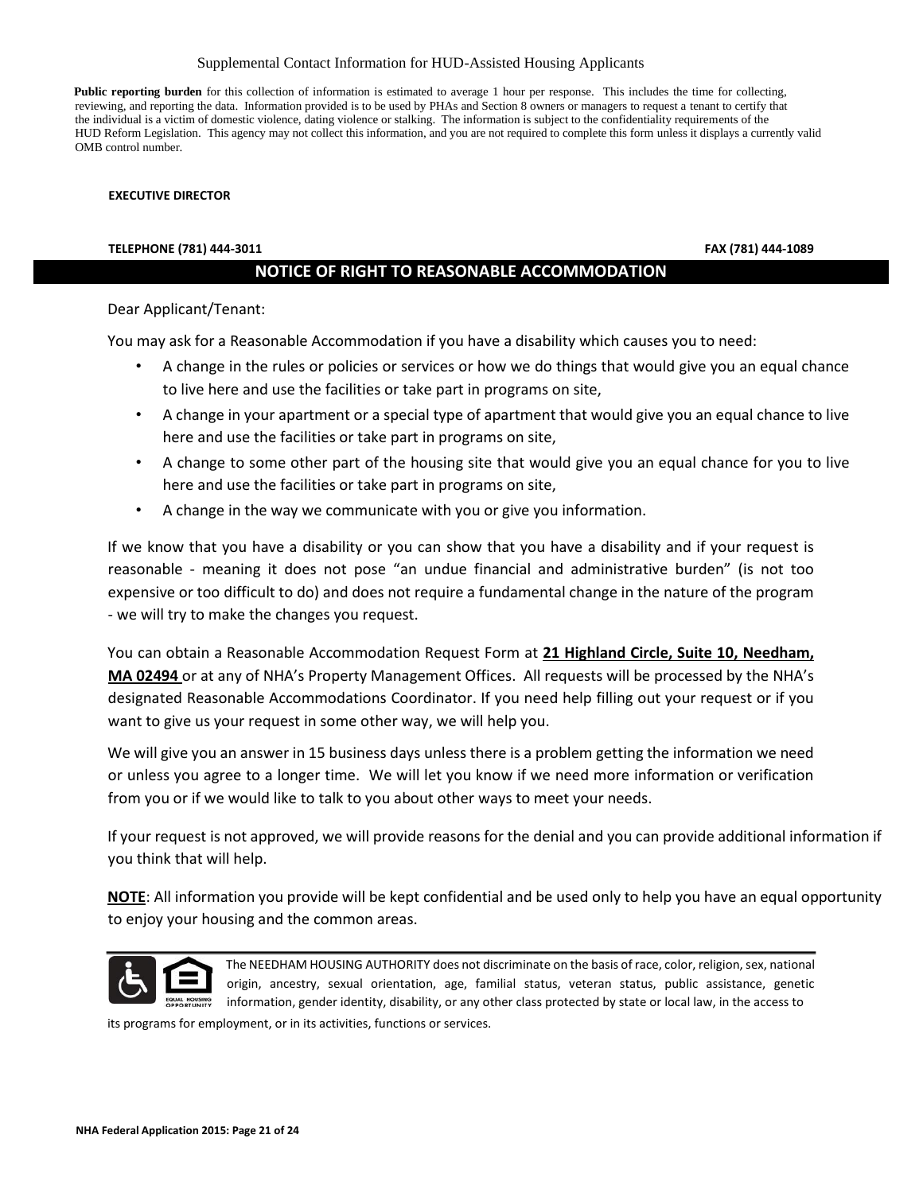Supplemental Contact Information for HUD-Assisted Housing Applicants

**Public reporting burden** for this collection of information is estimated to average 1 hour per response. This includes the time for collecting, reviewing, and reporting the data. Information provided is to be used by PHAs and Section 8 owners or managers to request a tenant to certify that the individual is a victim of domestic violence, dating violence or stalking. The information is subject to the confidentiality requirements of the HUD Reform Legislation. This agency may not collect this information, and you are not required to complete this form unless it displays a currently valid OMB control number.

**EXECUTIVE DIRECTOR**

**TELEPHONE (781) 444-3011** **FAX (781) 444-1089**

## NOTICE OF RIGHT TO REASONABLE ACCOMMODATION

Dear Applicant/Tenant:

You may ask for a Reasonable Accommodation if you have a disability which causes you to need:

- A change in the rules or policies or services or how we do things that would give you an equal chance to live here and use the facilities or take part in programs on site,
- A change in your apartment or a special type of apartment that would give you an equal chance to live here and use the facilities or take part in programs on site,
- A change to some other part of the housing site that would give you an equal chance for you to live here and use the facilities or take part in programs on site,
- A change in the way we communicate with you or give you information.

If we know that you have a disability or you can show that you have a disability and if your request is reasonable - meaning it does not pose "an undue financial and administrative burden" (is not too expensive or too difficult to do) and does not require a fundamental change in the nature of the program - we will try to make the changes you request.

You can obtain a Reasonable Accommodation Request Form at **21 Highland Circle, Suite 10, Needham, MA 02494** or at any of NHA's Property Management Offices. All requests will be processed by the NHA's designated Reasonable Accommodations Coordinator. If you need help filling out your request or if you want to give us your request in some other way, we will help you.

We will give you an answer in 15 business days unless there is a problem getting the information we need or unless you agree to a longer time. We will let you know if we need more information or verification from you or if we would like to talk to you about other ways to meet your needs.

If your request is not approved, we will provide reasons for the denial and you can provide additional information if you think that will help.

**NOTE**: All information you provide will be kept confidential and be used only to help you have an equal opportunity to enjoy your housing and the common areas.

The NEEDHAM HOUSING AUTHORITY does not discriminate on the basis of race, color, religion, sex, national origin, ancestry, sexual orientation, age, familial status, veteran status, public assistance, genetic information, gender identity, disability, or any other class protected by state or local law, in the access to its programs for employment, or in its activities, functions or services.

**NHA Federal Application 2015: Page 21 of 24**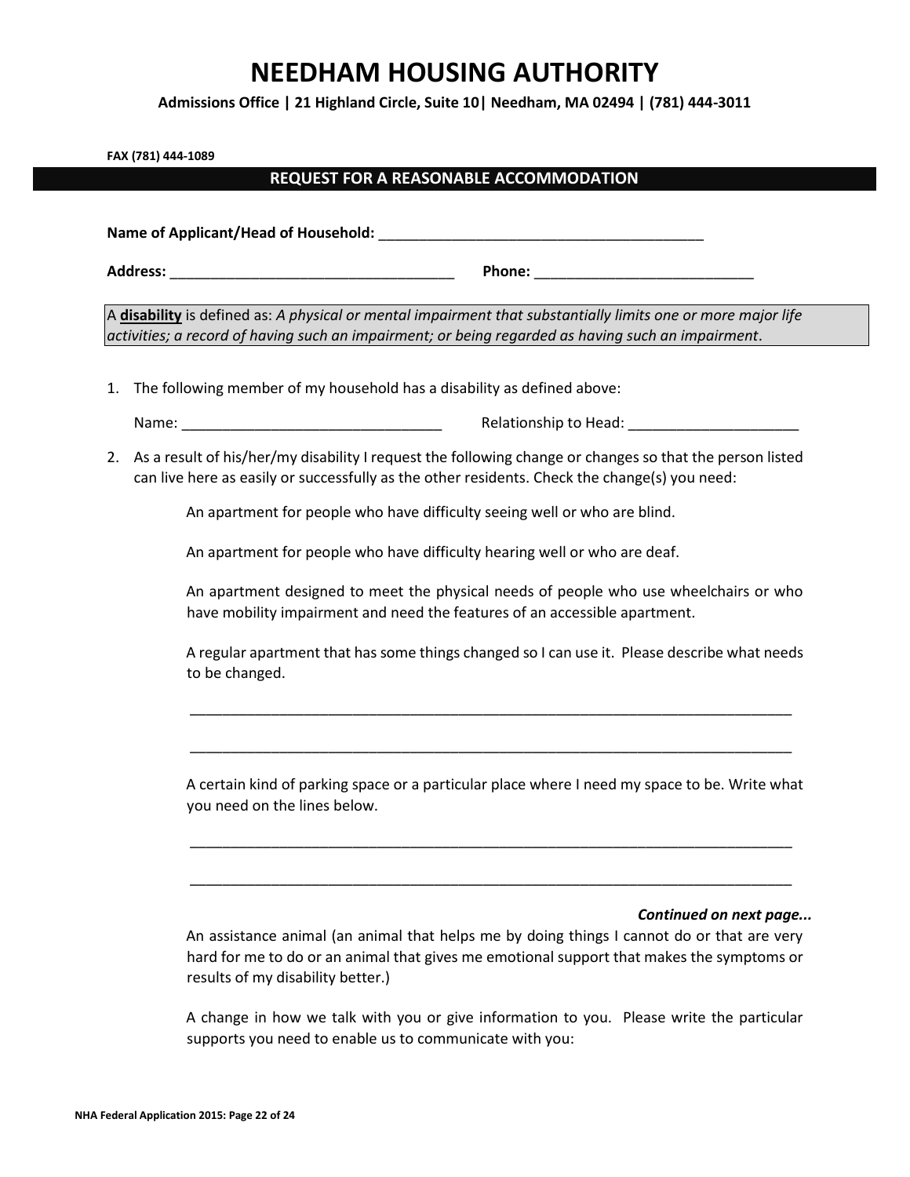# NEEDHAM HOUSING AUTHORITY

**Admissions Office | 21 Highland Circle, Suite 10| Needham, MA 02494 | (781) 444-3011**

**FAX (781) 444-1089**

## REQUEST FOR A REASONABLE ACCOMMODATION

**Name of Applicant/Head of Household:** ________________________________________

**Address:** ___________________________________ **Phone:** ___________________________

A **disability** is defined as: *A physical or mental impairment that substantially limits one or more major life activities; a record of having such an impairment; or being regarded as having such an impairment*.

1. The following member of my household has a disability as defined above:

   Name: ________________________________ Relationship to Head: _____________________

2. As a result of his/her/my disability I request the following change or changes so that the person listed can live here as easily or successfully as the other residents. Check the change(s) you need:

   An apartment for people who have difficulty seeing well or who are blind.

   An apartment for people who have difficulty hearing well or who are deaf.

   An apartment designed to meet the physical needs of people who use wheelchairs or who have mobility impairment and need the features of an accessible apartment.

   A regular apartment that has some things changed so I can use it. Please describe what needs to be changed.

   ____________________________________________________________________________

   ____________________________________________________________________________

   A certain kind of parking space or a particular place where I need my space to be. Write what you need on the lines below.

   ____________________________________________________________________________

   ____________________________________________________________________________

   ***Continued on next page...***

   An assistance animal (an animal that helps me by doing things I cannot do or that are very hard for me to do or an animal that gives me emotional support that makes the symptoms or results of my disability better.)

   A change in how we talk with you or give information to you. Please write the particular supports you need to enable us to communicate with you: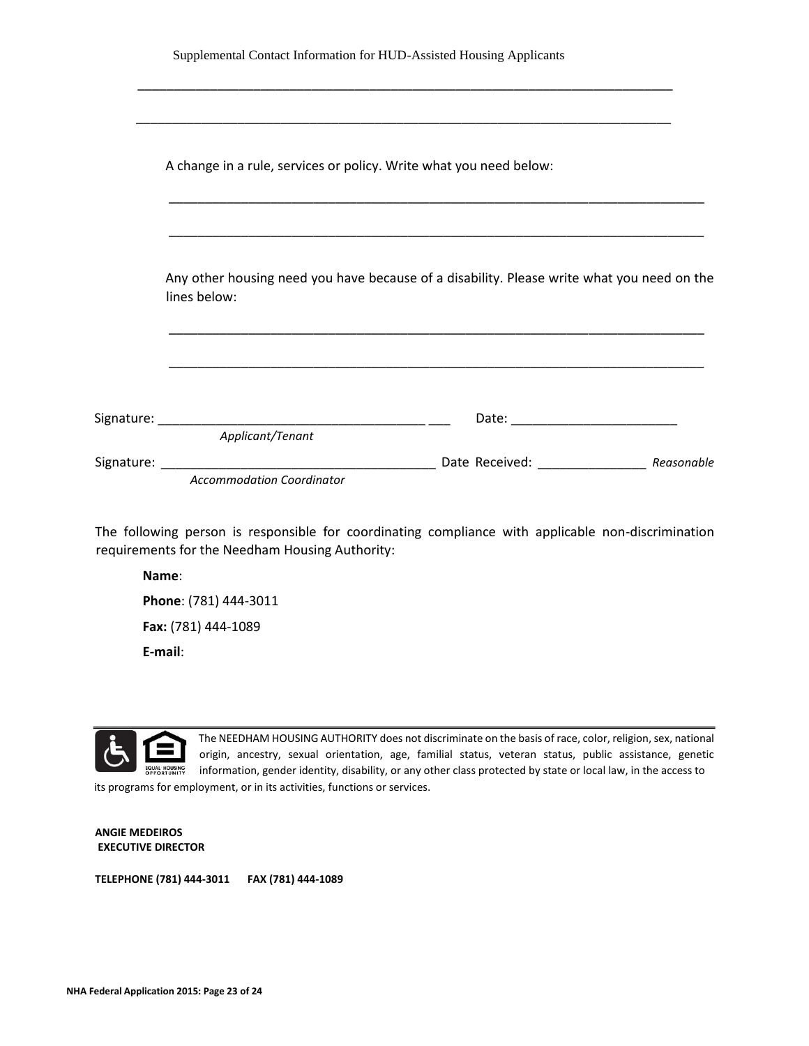Supplemental Contact Information for HUD-Assisted Housing Applicants

_______________________________________________________________________________

_______________________________________________________________________________

A change in a rule, services or policy. Write what you need below:

_______________________________________________________________________________

_______________________________________________________________________________

Any other housing need you have because of a disability. Please write what you need on the lines below:

_______________________________________________________________________________

_______________________________________________________________________________

Signature: ______________________________________ ___ Date: ________________________
*Applicant/Tenant*

Signature: ______________________________________ Date Received: _______________ *Reasonable*
*Accommodation Coordinator*

The following person is responsible for coordinating compliance with applicable non-discrimination requirements for the Needham Housing Authority:

**Name**:

**Phone**: (781) 444-3011

**Fax:** (781) 444-1089

**E-mail**:

The NEEDHAM HOUSING AUTHORITY does not discriminate on the basis of race, color, religion, sex, national origin, ancestry, sexual orientation, age, familial status, veteran status, public assistance, genetic information, gender identity, disability, or any other class protected by state or local law, in the access to its programs for employment, or in its activities, functions or services.

**ANGIE MEDEIROS**
**EXECUTIVE DIRECTOR**

**TELEPHONE (781) 444-3011 FAX (781) 444-1089**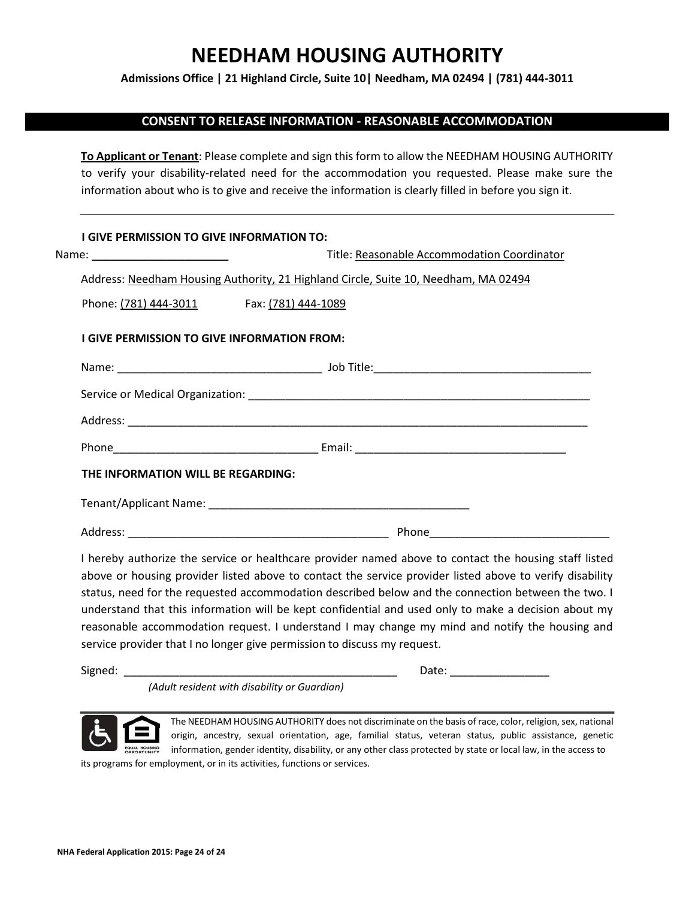# NEEDHAM HOUSING AUTHORITY

**Admissions Office | 21 Highland Circle, Suite 10| Needham, MA 02494 | (781) 444-3011**

## CONSENT TO RELEASE INFORMATION - REASONABLE ACCOMMODATION

**To Applicant or Tenant**: Please complete and sign this form to allow the NEEDHAM HOUSING AUTHORITY to verify your disability-related need for the accommodation you requested. Please make sure the information about who is to give and receive the information is clearly filled in before you sign it.

---

**I GIVE PERMISSION TO GIVE INFORMATION TO:**

Name: ______________________ Title: Reasonable Accommodation Coordinator

Address: Needham Housing Authority, 21 Highland Circle, Suite 10, Needham, MA 02494

Phone: (781) 444-3011 Fax: (781) 444-1089

**I GIVE PERMISSION TO GIVE INFORMATION FROM:**

Name: _________________________________ Job Title:___________________________________

Service or Medical Organization: ________________________________________________________

Address: ____________________________________________________________________________

Phone_________________________________ Email: __________________________________

**THE INFORMATION WILL BE REGARDING:**

Tenant/Applicant Name: __________________________________________

Address: __________________________________________ Phone_____________________________

I hereby authorize the service or healthcare provider named above to contact the housing staff listed above or housing provider listed above to contact the service provider listed above to verify disability status, need for the requested accommodation described below and the connection between the two. I understand that this information will be kept confidential and used only to make a decision about my reasonable accommodation request. I understand I may change my mind and notify the housing and service provider that I no longer give permission to discuss my request.

Signed: ____________________________________________ Date: ________________

*(Adult resident with disability or Guardian)*

---

The NEEDHAM HOUSING AUTHORITY does not discriminate on the basis of race, color, religion, sex, national origin, ancestry, sexual orientation, age, familial status, veteran status, public assistance, genetic information, gender identity, disability, or any other class protected by state or local law, in the access to its programs for employment, or in its activities, functions or services.

NHA Federal Application 2015: Page 24 of 24